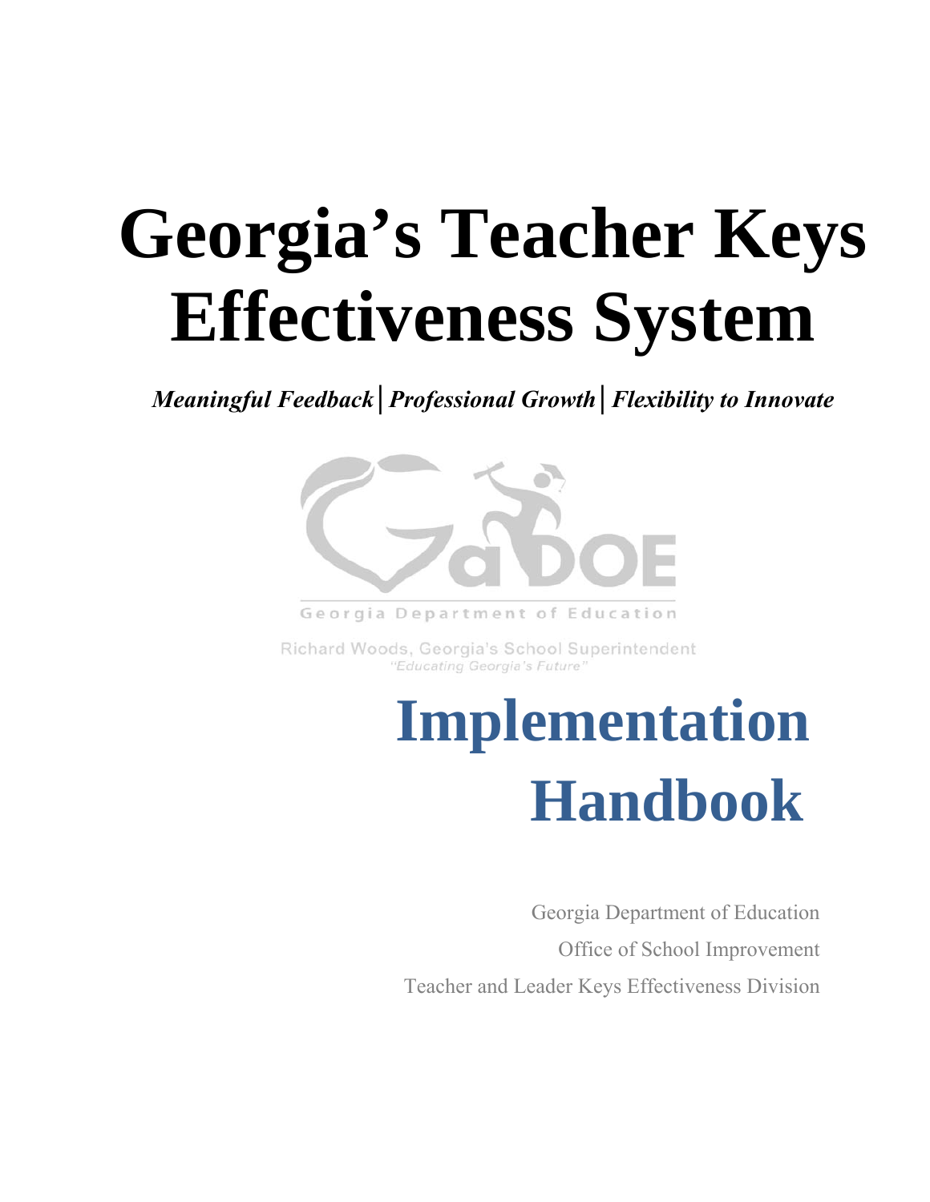# Georgia's Teacher Keys Effectiveness System

***Meaningful Feedback│Professional Growth│Flexibility to Innovate***

Georgia Department of Education

Richard Woods, Georgia's School Superintendent

*"Educating Georgia's Future"*

# Implementation Handbook

Georgia Department of Education

Office of School Improvement

Teacher and Leader Keys Effectiveness Division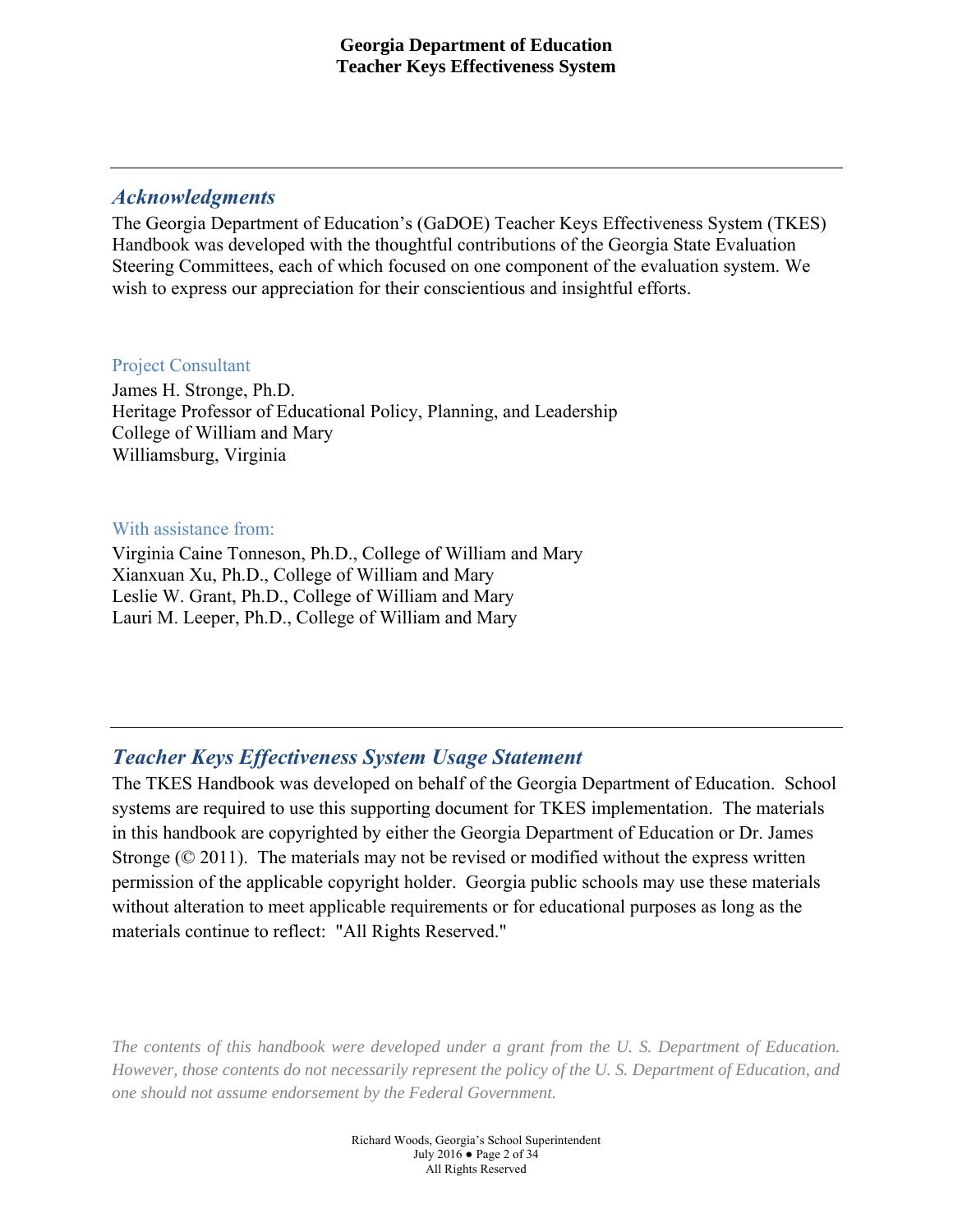## *Acknowledgments*

The Georgia Department of Education's (GaDOE) Teacher Keys Effectiveness System (TKES) Handbook was developed with the thoughtful contributions of the Georgia State Evaluation Steering Committees, each of which focused on one component of the evaluation system. We wish to express our appreciation for their conscientious and insightful efforts.

Project Consultant

James H. Stronge, Ph.D.
Heritage Professor of Educational Policy, Planning, and Leadership
College of William and Mary
Williamsburg, Virginia

With assistance from:

Virginia Caine Tonneson, Ph.D., College of William and Mary
Xianxuan Xu, Ph.D., College of William and Mary
Leslie W. Grant, Ph.D., College of William and Mary
Lauri M. Leeper, Ph.D., College of William and Mary

## *Teacher Keys Effectiveness System Usage Statement*

The TKES Handbook was developed on behalf of the Georgia Department of Education. School systems are required to use this supporting document for TKES implementation. The materials in this handbook are copyrighted by either the Georgia Department of Education or Dr. James Stronge (© 2011). The materials may not be revised or modified without the express written permission of the applicable copyright holder. Georgia public schools may use these materials without alteration to meet applicable requirements or for educational purposes as long as the materials continue to reflect: "All Rights Reserved."

*The contents of this handbook were developed under a grant from the U. S. Department of Education. However, those contents do not necessarily represent the policy of the U. S. Department of Education, and one should not assume endorsement by the Federal Government.*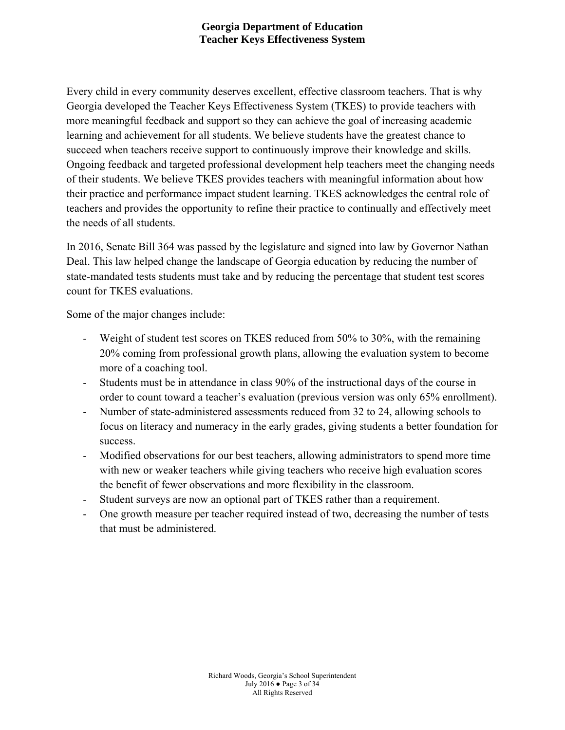Every child in every community deserves excellent, effective classroom teachers. That is why Georgia developed the Teacher Keys Effectiveness System (TKES) to provide teachers with more meaningful feedback and support so they can achieve the goal of increasing academic learning and achievement for all students. We believe students have the greatest chance to succeed when teachers receive support to continuously improve their knowledge and skills. Ongoing feedback and targeted professional development help teachers meet the changing needs of their students. We believe TKES provides teachers with meaningful information about how their practice and performance impact student learning. TKES acknowledges the central role of teachers and provides the opportunity to refine their practice to continually and effectively meet the needs of all students.

In 2016, Senate Bill 364 was passed by the legislature and signed into law by Governor Nathan Deal. This law helped change the landscape of Georgia education by reducing the number of state-mandated tests students must take and by reducing the percentage that student test scores count for TKES evaluations.

Some of the major changes include:

- Weight of student test scores on TKES reduced from 50% to 30%, with the remaining 20% coming from professional growth plans, allowing the evaluation system to become more of a coaching tool.
- Students must be in attendance in class 90% of the instructional days of the course in order to count toward a teacher's evaluation (previous version was only 65% enrollment).
- Number of state-administered assessments reduced from 32 to 24, allowing schools to focus on literacy and numeracy in the early grades, giving students a better foundation for success.
- Modified observations for our best teachers, allowing administrators to spend more time with new or weaker teachers while giving teachers who receive high evaluation scores the benefit of fewer observations and more flexibility in the classroom.
- Student surveys are now an optional part of TKES rather than a requirement.
- One growth measure per teacher required instead of two, decreasing the number of tests that must be administered.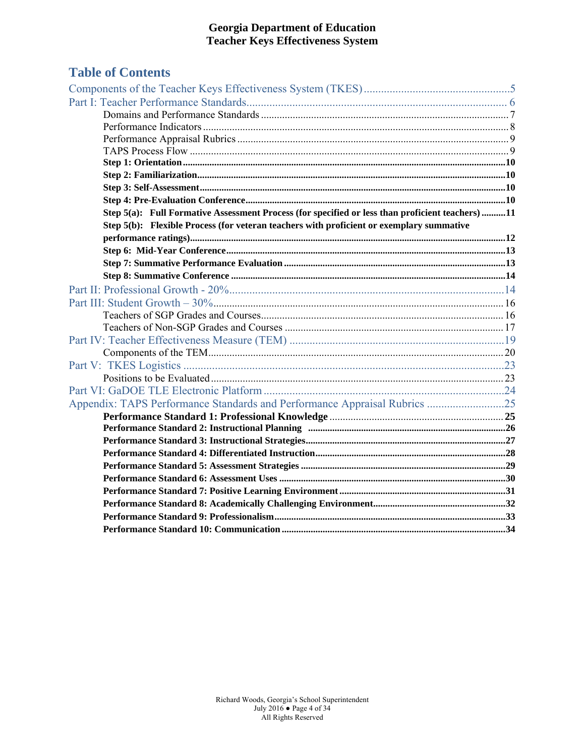## Table of Contents

Components of the Teacher Keys Effectiveness System (TKES) .................................................. 5

Part I: Teacher Performance Standards .......................................................................................... 6

- Domains and Performance Standards ............................................................................................ 7
- Performance Indicators ................................................................................................................. 8
- Performance Appraisal Rubrics ..................................................................................................... 9
- TAPS Process Flow ....................................................................................................................... 9
- **Step 1: Orientation** ....................................................................................................................... **10**
- **Step 2: Familiarization** ................................................................................................................. **10**
- **Step 3: Self-Assessment** ................................................................................................................ **10**
- **Step 4: Pre-Evaluation Conference** ............................................................................................. **10**
- **Step 5(a): Full Formative Assessment Process (for specified or less than proficient teachers)** .......... **11**
- **Step 5(b): Flexible Process (for veteran teachers with proficient or exemplary summative performance ratings)** ................................................................................................................. **12**
- **Step 6: Mid-Year Conference** ...................................................................................................... **13**
- **Step 7: Summative Performance Evaluation** ............................................................................... **13**
- **Step 8: Summative Conference** .................................................................................................... **14**

Part II: Professional Growth - 20% ................................................................................................ 14

Part III: Student Growth – 30% ...................................................................................................... 16

- Teachers of SGP Grades and Courses ........................................................................................... 16
- Teachers of Non-SGP Grades and Courses ................................................................................... 17

Part IV: Teacher Effectiveness Measure (TEM) ............................................................................ 19

- Components of the TEM .............................................................................................................. 20

Part V: TKES Logistics .................................................................................................................. 23

- Positions to be Evaluated ............................................................................................................. 23

Part VI: GaDOE TLE Electronic Platform ..................................................................................... 24

Appendix: TAPS Performance Standards and Performance Appraisal Rubrics ........................... 25

- **Performance Standard 1: Professional Knowledge** ................................................................... **25**
- **Performance Standard 2: Instructional Planning** ....................................................................... **26**
- **Performance Standard 3: Instructional Strategies** ...................................................................... **27**
- **Performance Standard 4: Differentiated Instruction** .................................................................. **28**
- **Performance Standard 5: Assessment Strategies** ....................................................................... **29**
- **Performance Standard 6: Assessment Uses** ................................................................................ **30**
- **Performance Standard 7: Positive Learning Environment** ......................................................... **31**
- **Performance Standard 8: Academically Challenging Environment** ........................................... **32**
- **Performance Standard 9: Professionalism** .................................................................................. **33**
- **Performance Standard 10: Communication** ................................................................................ **34**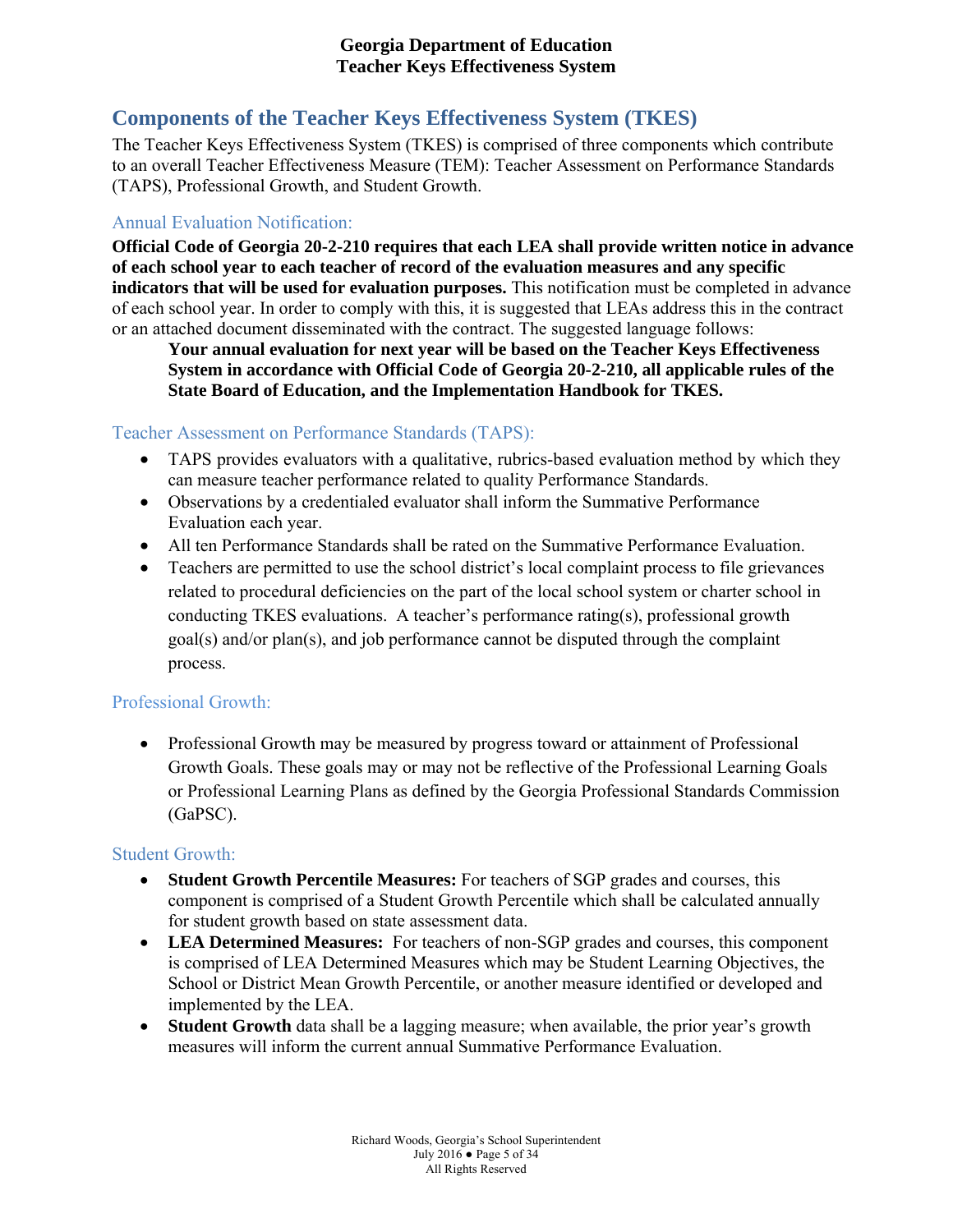## Components of the Teacher Keys Effectiveness System (TKES)

The Teacher Keys Effectiveness System (TKES) is comprised of three components which contribute to an overall Teacher Effectiveness Measure (TEM): Teacher Assessment on Performance Standards (TAPS), Professional Growth, and Student Growth.

### Annual Evaluation Notification:

**Official Code of Georgia 20-2-210 requires that each LEA shall provide written notice in advance of each school year to each teacher of record of the evaluation measures and any specific indicators that will be used for evaluation purposes.** This notification must be completed in advance of each school year. In order to comply with this, it is suggested that LEAs address this in the contract or an attached document disseminated with the contract. The suggested language follows:

> **Your annual evaluation for next year will be based on the Teacher Keys Effectiveness System in accordance with Official Code of Georgia 20-2-210, all applicable rules of the State Board of Education, and the Implementation Handbook for TKES.**

### Teacher Assessment on Performance Standards (TAPS):

- TAPS provides evaluators with a qualitative, rubrics-based evaluation method by which they can measure teacher performance related to quality Performance Standards.
- Observations by a credentialed evaluator shall inform the Summative Performance Evaluation each year.
- All ten Performance Standards shall be rated on the Summative Performance Evaluation.
- Teachers are permitted to use the school district's local complaint process to file grievances related to procedural deficiencies on the part of the local school system or charter school in conducting TKES evaluations. A teacher's performance rating(s), professional growth goal(s) and/or plan(s), and job performance cannot be disputed through the complaint process.

### Professional Growth:

- Professional Growth may be measured by progress toward or attainment of Professional Growth Goals. These goals may or may not be reflective of the Professional Learning Goals or Professional Learning Plans as defined by the Georgia Professional Standards Commission (GaPSC).

### Student Growth:

- **Student Growth Percentile Measures:** For teachers of SGP grades and courses, this component is comprised of a Student Growth Percentile which shall be calculated annually for student growth based on state assessment data.
- **LEA Determined Measures:** For teachers of non-SGP grades and courses, this component is comprised of LEA Determined Measures which may be Student Learning Objectives, the School or District Mean Growth Percentile, or another measure identified or developed and implemented by the LEA.
- **Student Growth** data shall be a lagging measure; when available, the prior year's growth measures will inform the current annual Summative Performance Evaluation.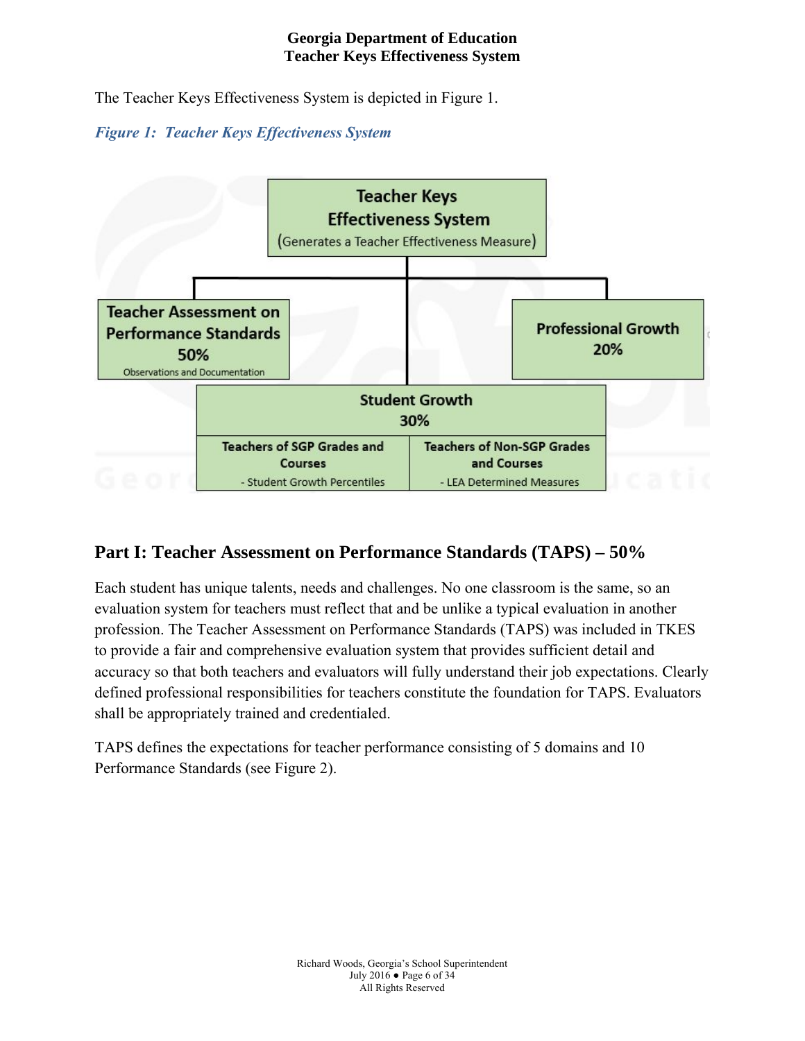The Teacher Keys Effectiveness System is depicted in Figure 1.

***Figure 1: Teacher Keys Effectiveness System***

**Teacher Keys Effectiveness System**
(Generates a Teacher Effectiveness Measure)

**Teacher Assessment on Performance Standards 50%**
Observations and Documentation

**Professional Growth 20%**

**Student Growth 30%**

| Teachers of SGP Grades and Courses | Teachers of Non-SGP Grades and Courses |
| --- | --- |
| - Student Growth Percentiles | - LEA Determined Measures |

## Part I: Teacher Assessment on Performance Standards (TAPS) – 50%

Each student has unique talents, needs and challenges. No one classroom is the same, so an evaluation system for teachers must reflect that and be unlike a typical evaluation in another profession. The Teacher Assessment on Performance Standards (TAPS) was included in TKES to provide a fair and comprehensive evaluation system that provides sufficient detail and accuracy so that both teachers and evaluators will fully understand their job expectations. Clearly defined professional responsibilities for teachers constitute the foundation for TAPS. Evaluators shall be appropriately trained and credentialed.

TAPS defines the expectations for teacher performance consisting of 5 domains and 10 Performance Standards (see Figure 2).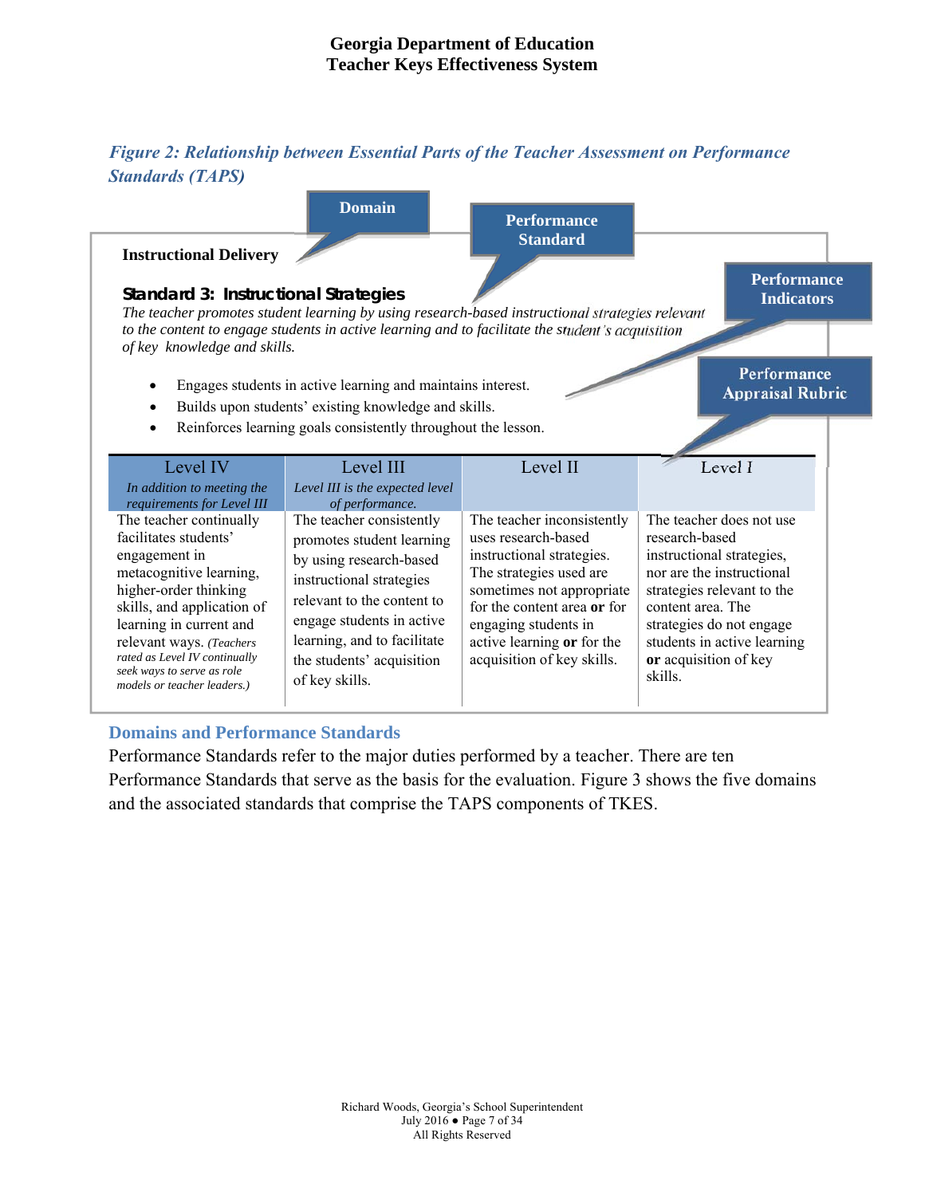*Figure 2: Relationship between Essential Parts of the Teacher Assessment on Performance Standards (TAPS)*

Domain

Performance Standard

Performance Indicators

Performance Appraisal Rubric

**Instructional Delivery**

**Standard 3: Instructional Strategies**

*The teacher promotes student learning by using research-based instructional strategies relevant to the content to engage students in active learning and to facilitate the student's acquisition of key knowledge and skills.*

- Engages students in active learning and maintains interest.
- Builds upon students' existing knowledge and skills.
- Reinforces learning goals consistently throughout the lesson.

| Level IV<br>*In addition to meeting the requirements for Level III* | Level III<br>*Level III is the expected level of performance.* | Level II | Level I |
|---|---|---|---|
| The teacher continually facilitates students' engagement in metacognitive learning, higher-order thinking skills, and application of learning in current and relevant ways. *(Teachers rated as Level IV continually seek ways to serve as role models or teacher leaders.)* | The teacher consistently promotes student learning by using research-based instructional strategies relevant to the content to engage students in active learning, and to facilitate the students' acquisition of key skills. | The teacher inconsistently uses research-based instructional strategies. The strategies used are sometimes not appropriate for the content area **or** for engaging students in active learning **or** for the acquisition of key skills. | The teacher does not use research-based instructional strategies, nor are the instructional strategies relevant to the content area. The strategies do not engage students in active learning **or** acquisition of key skills. |

## Domains and Performance Standards

Performance Standards refer to the major duties performed by a teacher. There are ten Performance Standards that serve as the basis for the evaluation. Figure 3 shows the five domains and the associated standards that comprise the TAPS components of TKES.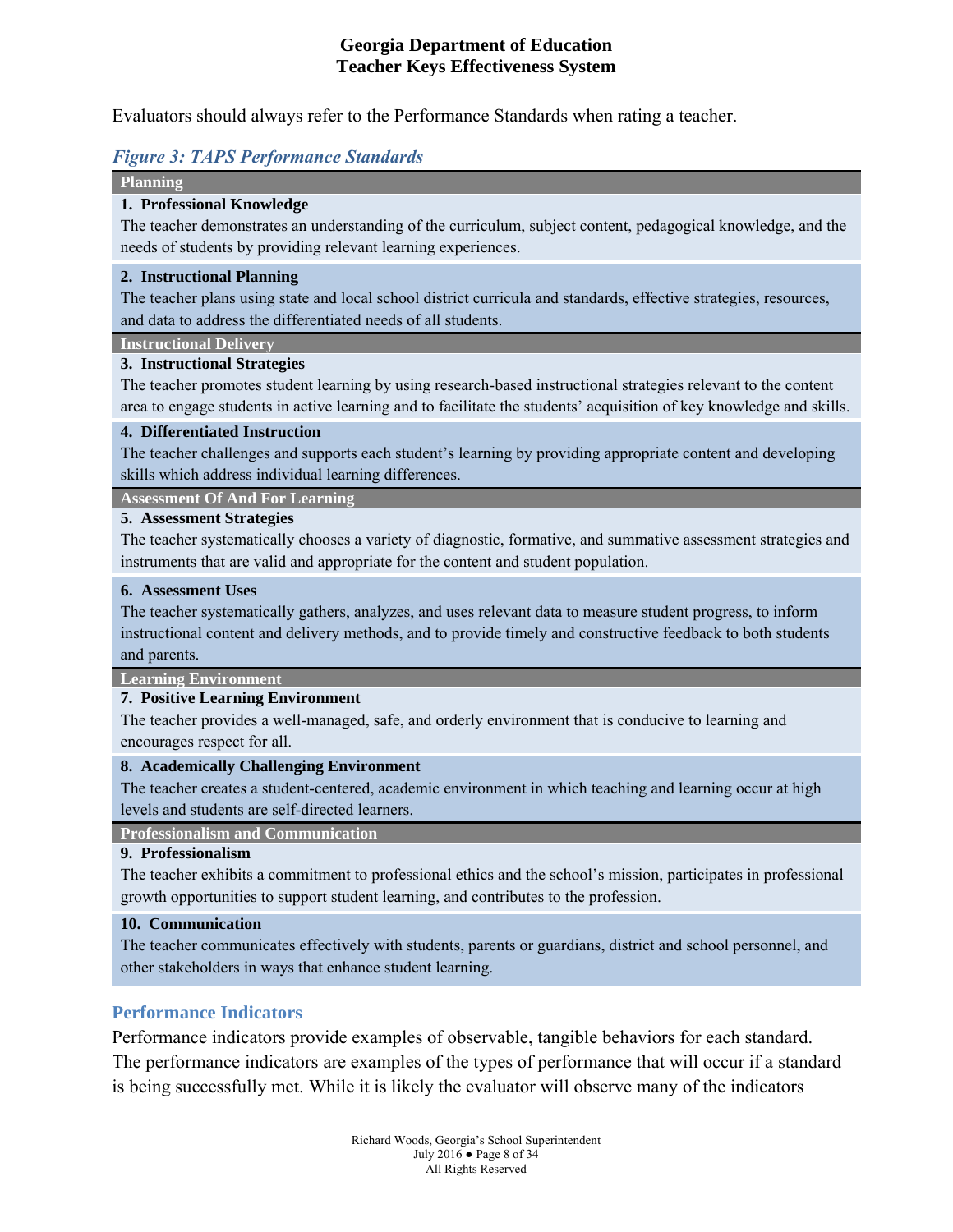Evaluators should always refer to the Performance Standards when rating a teacher.

***Figure 3: TAPS Performance Standards***

**Planning**

**1. Professional Knowledge**
The teacher demonstrates an understanding of the curriculum, subject content, pedagogical knowledge, and the needs of students by providing relevant learning experiences.

**2. Instructional Planning**
The teacher plans using state and local school district curricula and standards, effective strategies, resources, and data to address the differentiated needs of all students.

**Instructional Delivery**

**3. Instructional Strategies**
The teacher promotes student learning by using research-based instructional strategies relevant to the content area to engage students in active learning and to facilitate the students' acquisition of key knowledge and skills.

**4. Differentiated Instruction**
The teacher challenges and supports each student's learning by providing appropriate content and developing skills which address individual learning differences.

**Assessment Of And For Learning**

**5. Assessment Strategies**
The teacher systematically chooses a variety of diagnostic, formative, and summative assessment strategies and instruments that are valid and appropriate for the content and student population.

**6. Assessment Uses**
The teacher systematically gathers, analyzes, and uses relevant data to measure student progress, to inform instructional content and delivery methods, and to provide timely and constructive feedback to both students and parents.

**Learning Environment**

**7. Positive Learning Environment**
The teacher provides a well-managed, safe, and orderly environment that is conducive to learning and encourages respect for all.

**8. Academically Challenging Environment**
The teacher creates a student-centered, academic environment in which teaching and learning occur at high levels and students are self-directed learners.

**Professionalism and Communication**

**9. Professionalism**
The teacher exhibits a commitment to professional ethics and the school's mission, participates in professional growth opportunities to support student learning, and contributes to the profession.

**10. Communication**
The teacher communicates effectively with students, parents or guardians, district and school personnel, and other stakeholders in ways that enhance student learning.

## Performance Indicators

Performance indicators provide examples of observable, tangible behaviors for each standard. The performance indicators are examples of the types of performance that will occur if a standard is being successfully met. While it is likely the evaluator will observe many of the indicators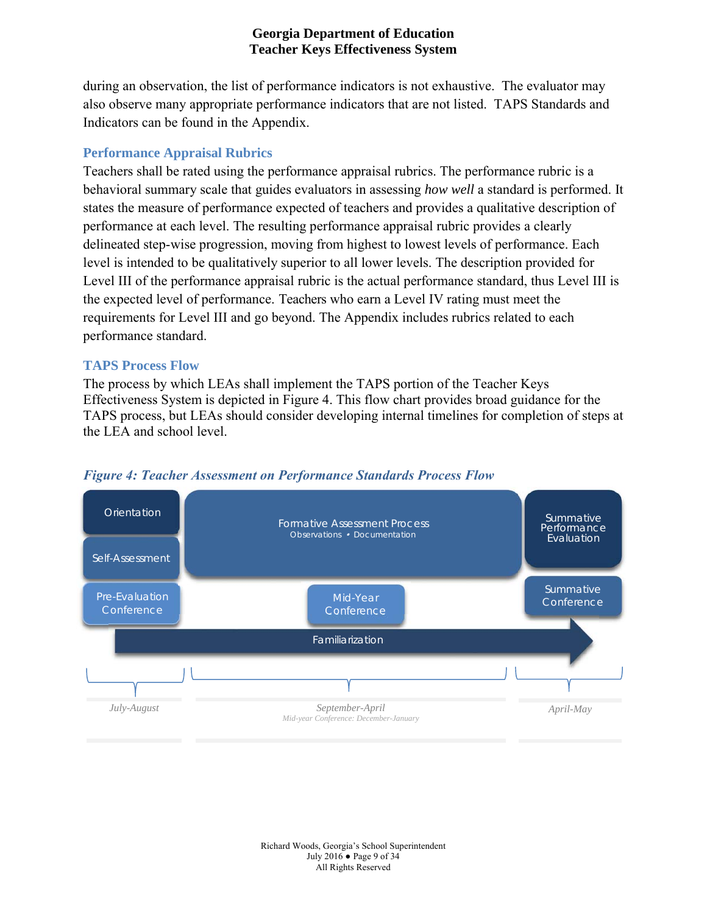during an observation, the list of performance indicators is not exhaustive. The evaluator may also observe many appropriate performance indicators that are not listed. TAPS Standards and Indicators can be found in the Appendix.

## Performance Appraisal Rubrics

Teachers shall be rated using the performance appraisal rubrics. The performance rubric is a behavioral summary scale that guides evaluators in assessing *how well* a standard is performed. It states the measure of performance expected of teachers and provides a qualitative description of performance at each level. The resulting performance appraisal rubric provides a clearly delineated step-wise progression, moving from highest to lowest levels of performance. Each level is intended to be qualitatively superior to all lower levels. The description provided for Level III of the performance appraisal rubric is the actual performance standard, thus Level III is the expected level of performance. Teachers who earn a Level IV rating must meet the requirements for Level III and go beyond. The Appendix includes rubrics related to each performance standard.

## TAPS Process Flow

The process by which LEAs shall implement the TAPS portion of the Teacher Keys Effectiveness System is depicted in Figure 4. This flow chart provides broad guidance for the TAPS process, but LEAs should consider developing internal timelines for completion of steps at the LEA and school level.

*Figure 4: Teacher Assessment on Performance Standards Process Flow*

| July-August | September-April | April-May |
| --- | --- | --- |
| Orientation | Formative Assessment Process (Observations • Documentation) | Summative Performance Evaluation |
| Self-Assessment | | |
| Pre-Evaluation Conference | Mid-Year Conference | Summative Conference |
| | Mid-year Conference: December-January | |

Familiarization (ongoing across all periods)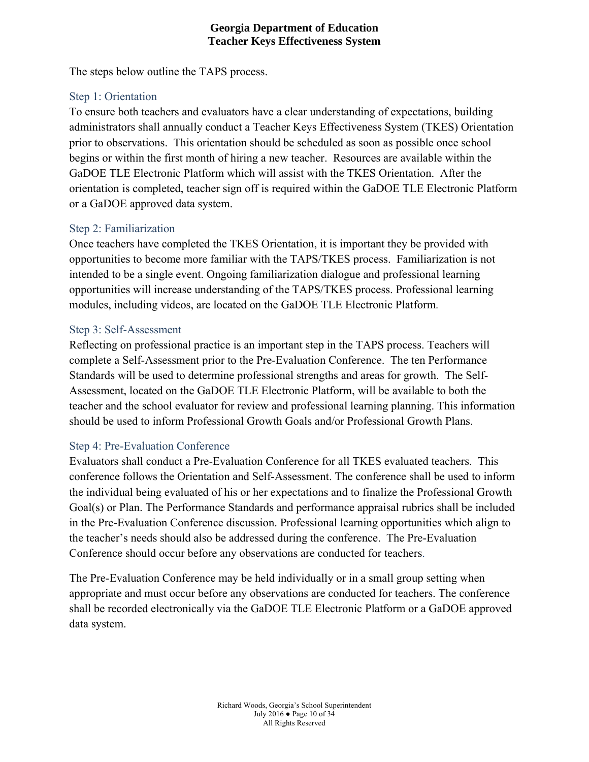The steps below outline the TAPS process.

### Step 1: Orientation

To ensure both teachers and evaluators have a clear understanding of expectations, building administrators shall annually conduct a Teacher Keys Effectiveness System (TKES) Orientation prior to observations. This orientation should be scheduled as soon as possible once school begins or within the first month of hiring a new teacher. Resources are available within the GaDOE TLE Electronic Platform which will assist with the TKES Orientation. After the orientation is completed, teacher sign off is required within the GaDOE TLE Electronic Platform or a GaDOE approved data system.

### Step 2: Familiarization

Once teachers have completed the TKES Orientation, it is important they be provided with opportunities to become more familiar with the TAPS/TKES process. Familiarization is not intended to be a single event. Ongoing familiarization dialogue and professional learning opportunities will increase understanding of the TAPS/TKES process. Professional learning modules, including videos, are located on the GaDOE TLE Electronic Platform.

### Step 3: Self-Assessment

Reflecting on professional practice is an important step in the TAPS process. Teachers will complete a Self-Assessment prior to the Pre-Evaluation Conference. The ten Performance Standards will be used to determine professional strengths and areas for growth. The Self-Assessment, located on the GaDOE TLE Electronic Platform, will be available to both the teacher and the school evaluator for review and professional learning planning. This information should be used to inform Professional Growth Goals and/or Professional Growth Plans.

### Step 4: Pre-Evaluation Conference

Evaluators shall conduct a Pre-Evaluation Conference for all TKES evaluated teachers. This conference follows the Orientation and Self-Assessment. The conference shall be used to inform the individual being evaluated of his or her expectations and to finalize the Professional Growth Goal(s) or Plan. The Performance Standards and performance appraisal rubrics shall be included in the Pre-Evaluation Conference discussion. Professional learning opportunities which align to the teacher's needs should also be addressed during the conference. The Pre-Evaluation Conference should occur before any observations are conducted for teachers.

The Pre-Evaluation Conference may be held individually or in a small group setting when appropriate and must occur before any observations are conducted for teachers. The conference shall be recorded electronically via the GaDOE TLE Electronic Platform or a GaDOE approved data system.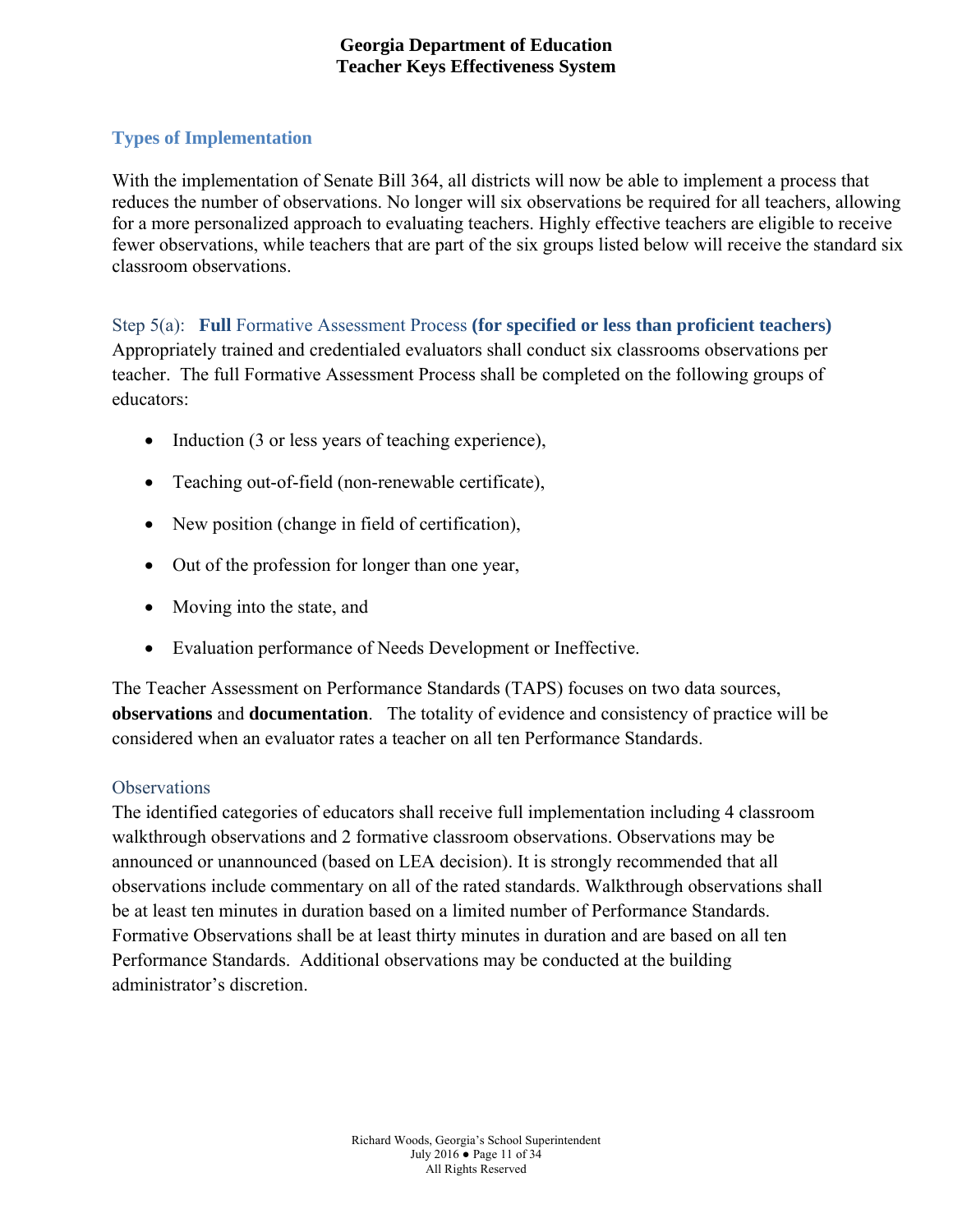## Types of Implementation

With the implementation of Senate Bill 364, all districts will now be able to implement a process that reduces the number of observations. No longer will six observations be required for all teachers, allowing for a more personalized approach to evaluating teachers. Highly effective teachers are eligible to receive fewer observations, while teachers that are part of the six groups listed below will receive the standard six classroom observations.

### Step 5(a): **Full** Formative Assessment Process **(for specified or less than proficient teachers)**

Appropriately trained and credentialed evaluators shall conduct six classrooms observations per teacher. The full Formative Assessment Process shall be completed on the following groups of educators:

- Induction (3 or less years of teaching experience),
- Teaching out-of-field (non-renewable certificate),
- New position (change in field of certification),
- Out of the profession for longer than one year,
- Moving into the state, and
- Evaluation performance of Needs Development or Ineffective.

The Teacher Assessment on Performance Standards (TAPS) focuses on two data sources, **observations** and **documentation**. The totality of evidence and consistency of practice will be considered when an evaluator rates a teacher on all ten Performance Standards.

### Observations

The identified categories of educators shall receive full implementation including 4 classroom walkthrough observations and 2 formative classroom observations. Observations may be announced or unannounced (based on LEA decision). It is strongly recommended that all observations include commentary on all of the rated standards. Walkthrough observations shall be at least ten minutes in duration based on a limited number of Performance Standards. Formative Observations shall be at least thirty minutes in duration and are based on all ten Performance Standards. Additional observations may be conducted at the building administrator's discretion.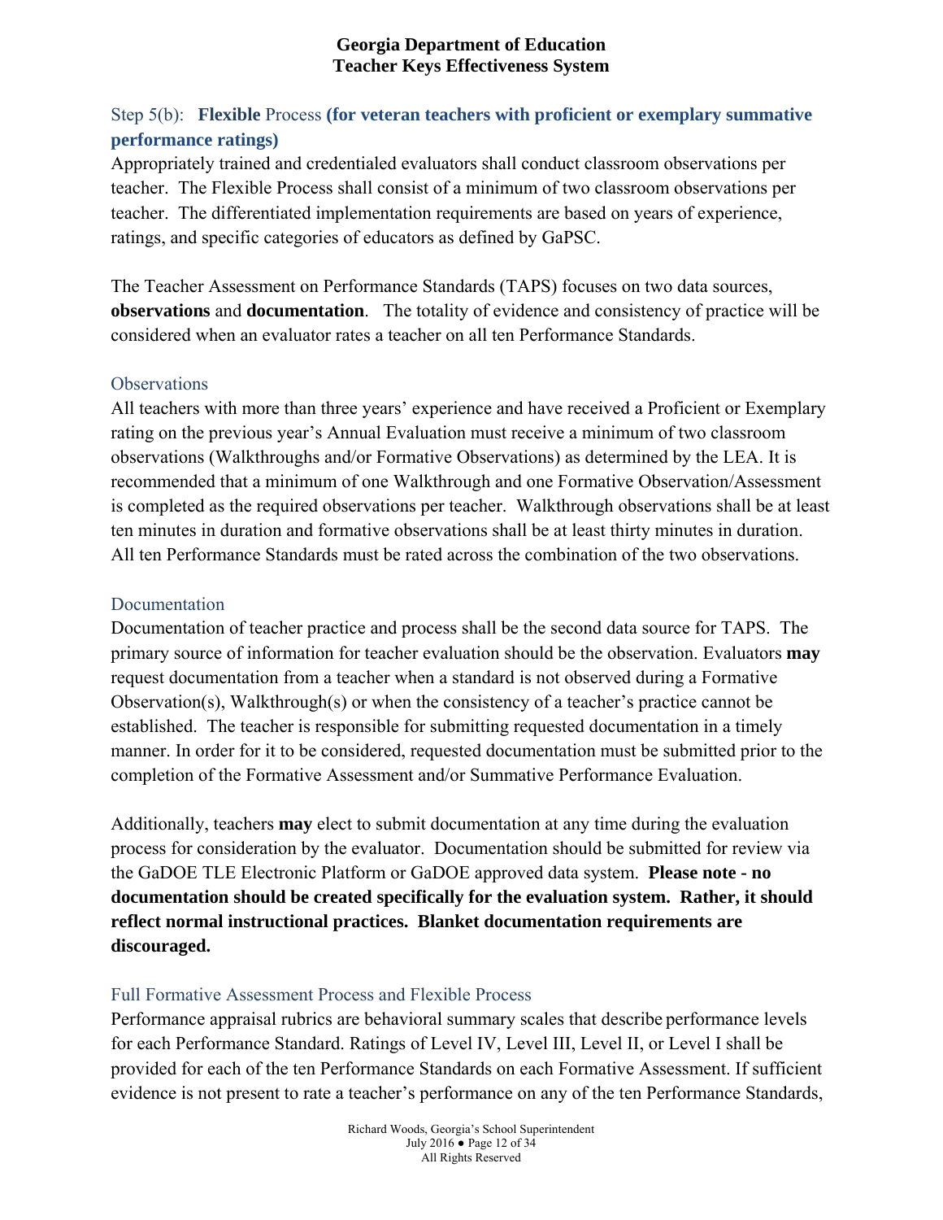## Step 5(b): **Flexible** Process **(for veteran teachers with proficient or exemplary summative performance ratings)**

Appropriately trained and credentialed evaluators shall conduct classroom observations per teacher. The Flexible Process shall consist of a minimum of two classroom observations per teacher. The differentiated implementation requirements are based on years of experience, ratings, and specific categories of educators as defined by GaPSC.

The Teacher Assessment on Performance Standards (TAPS) focuses on two data sources, **observations** and **documentation**. The totality of evidence and consistency of practice will be considered when an evaluator rates a teacher on all ten Performance Standards.

### Observations

All teachers with more than three years' experience and have received a Proficient or Exemplary rating on the previous year's Annual Evaluation must receive a minimum of two classroom observations (Walkthroughs and/or Formative Observations) as determined by the LEA. It is recommended that a minimum of one Walkthrough and one Formative Observation/Assessment is completed as the required observations per teacher. Walkthrough observations shall be at least ten minutes in duration and formative observations shall be at least thirty minutes in duration. All ten Performance Standards must be rated across the combination of the two observations.

### Documentation

Documentation of teacher practice and process shall be the second data source for TAPS. The primary source of information for teacher evaluation should be the observation. Evaluators **may** request documentation from a teacher when a standard is not observed during a Formative Observation(s), Walkthrough(s) or when the consistency of a teacher's practice cannot be established. The teacher is responsible for submitting requested documentation in a timely manner. In order for it to be considered, requested documentation must be submitted prior to the completion of the Formative Assessment and/or Summative Performance Evaluation.

Additionally, teachers **may** elect to submit documentation at any time during the evaluation process for consideration by the evaluator. Documentation should be submitted for review via the GaDOE TLE Electronic Platform or GaDOE approved data system. **Please note - no documentation should be created specifically for the evaluation system. Rather, it should reflect normal instructional practices. Blanket documentation requirements are discouraged.**

### Full Formative Assessment Process and Flexible Process

Performance appraisal rubrics are behavioral summary scales that describe performance levels for each Performance Standard. Ratings of Level IV, Level III, Level II, or Level I shall be provided for each of the ten Performance Standards on each Formative Assessment. If sufficient evidence is not present to rate a teacher's performance on any of the ten Performance Standards,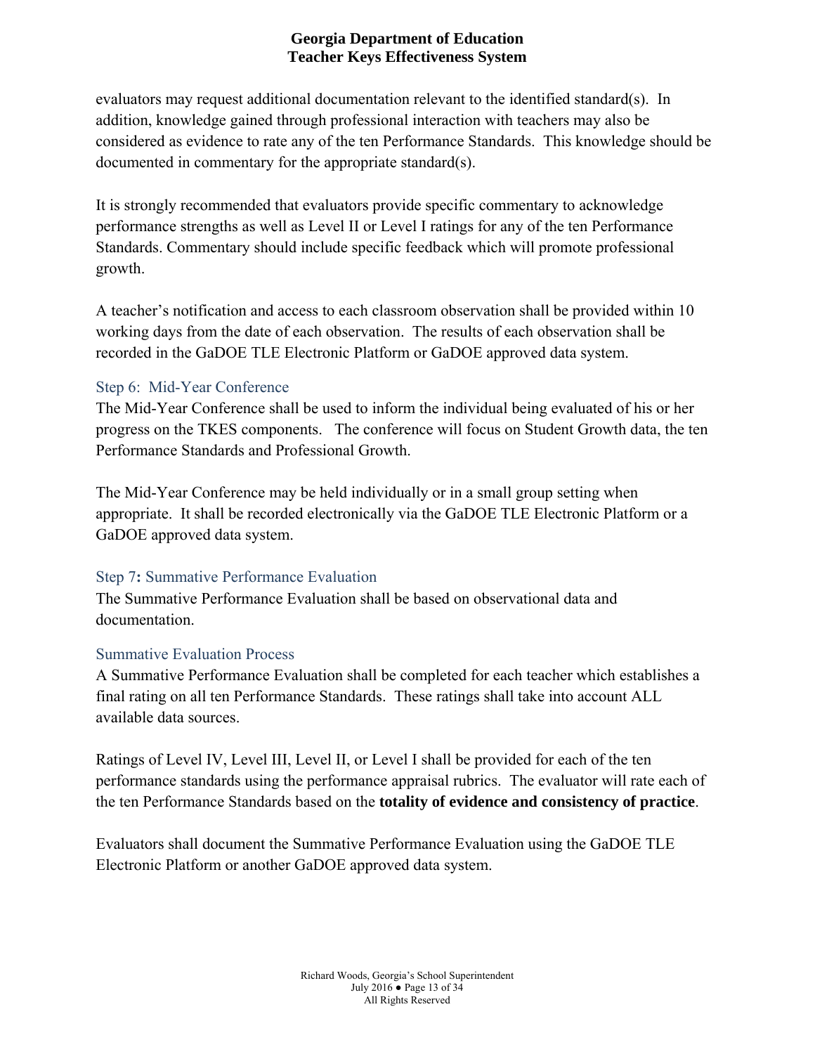evaluators may request additional documentation relevant to the identified standard(s). In addition, knowledge gained through professional interaction with teachers may also be considered as evidence to rate any of the ten Performance Standards. This knowledge should be documented in commentary for the appropriate standard(s).

It is strongly recommended that evaluators provide specific commentary to acknowledge performance strengths as well as Level II or Level I ratings for any of the ten Performance Standards. Commentary should include specific feedback which will promote professional growth.

A teacher's notification and access to each classroom observation shall be provided within 10 working days from the date of each observation. The results of each observation shall be recorded in the GaDOE TLE Electronic Platform or GaDOE approved data system.

### Step 6: Mid-Year Conference

The Mid-Year Conference shall be used to inform the individual being evaluated of his or her progress on the TKES components. The conference will focus on Student Growth data, the ten Performance Standards and Professional Growth.

The Mid-Year Conference may be held individually or in a small group setting when appropriate. It shall be recorded electronically via the GaDOE TLE Electronic Platform or a GaDOE approved data system.

### Step 7: Summative Performance Evaluation

The Summative Performance Evaluation shall be based on observational data and documentation.

### Summative Evaluation Process

A Summative Performance Evaluation shall be completed for each teacher which establishes a final rating on all ten Performance Standards. These ratings shall take into account ALL available data sources.

Ratings of Level IV, Level III, Level II, or Level I shall be provided for each of the ten performance standards using the performance appraisal rubrics. The evaluator will rate each of the ten Performance Standards based on the **totality of evidence and consistency of practice**.

Evaluators shall document the Summative Performance Evaluation using the GaDOE TLE Electronic Platform or another GaDOE approved data system.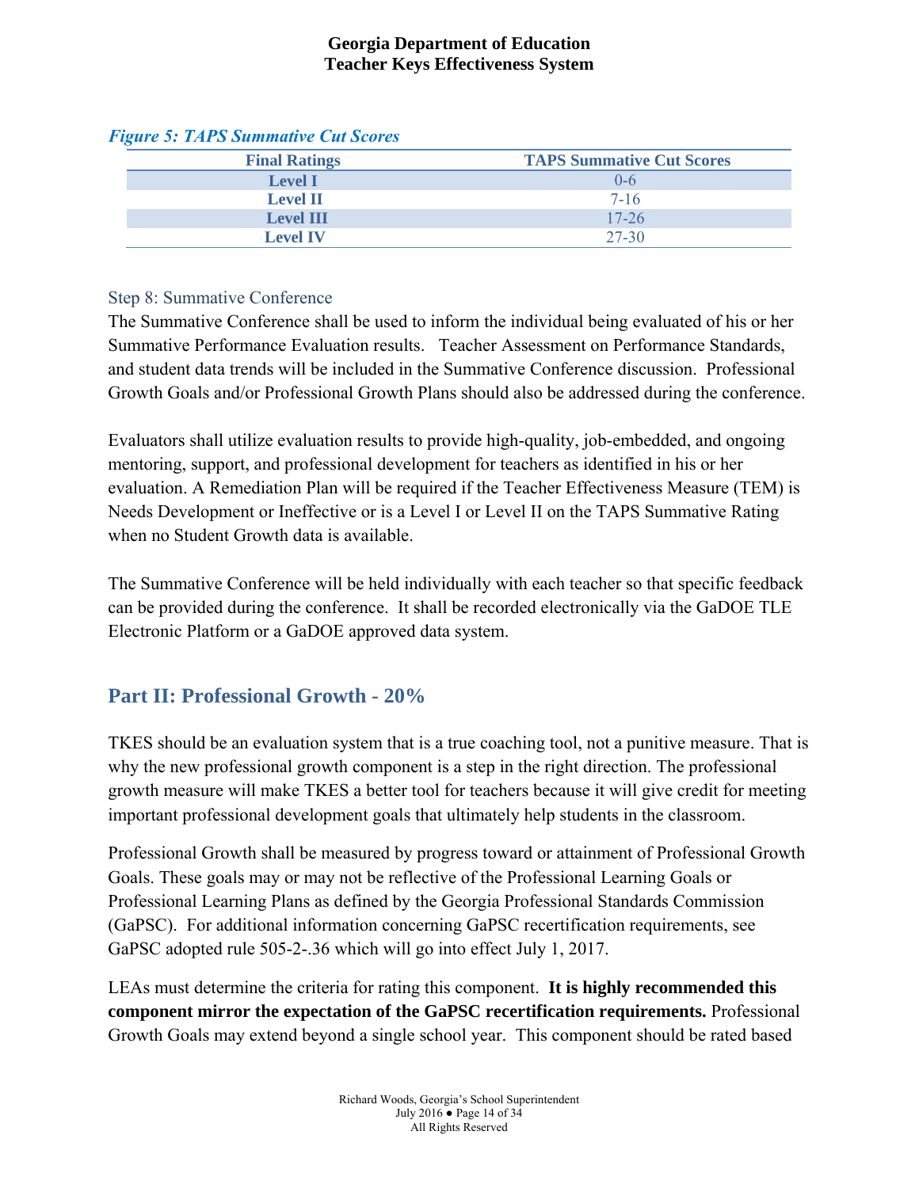*Figure 5: TAPS Summative Cut Scores*

| Final Ratings | TAPS Summative Cut Scores |
|---|---|
| Level I | 0-6 |
| Level II | 7-16 |
| Level III | 17-26 |
| Level IV | 27-30 |

### Step 8: Summative Conference

The Summative Conference shall be used to inform the individual being evaluated of his or her Summative Performance Evaluation results. Teacher Assessment on Performance Standards, and student data trends will be included in the Summative Conference discussion. Professional Growth Goals and/or Professional Growth Plans should also be addressed during the conference.

Evaluators shall utilize evaluation results to provide high-quality, job-embedded, and ongoing mentoring, support, and professional development for teachers as identified in his or her evaluation. A Remediation Plan will be required if the Teacher Effectiveness Measure (TEM) is Needs Development or Ineffective or is a Level I or Level II on the TAPS Summative Rating when no Student Growth data is available.

The Summative Conference will be held individually with each teacher so that specific feedback can be provided during the conference. It shall be recorded electronically via the GaDOE TLE Electronic Platform or a GaDOE approved data system.

## Part II: Professional Growth - 20%

TKES should be an evaluation system that is a true coaching tool, not a punitive measure. That is why the new professional growth component is a step in the right direction. The professional growth measure will make TKES a better tool for teachers because it will give credit for meeting important professional development goals that ultimately help students in the classroom.

Professional Growth shall be measured by progress toward or attainment of Professional Growth Goals. These goals may or may not be reflective of the Professional Learning Goals or Professional Learning Plans as defined by the Georgia Professional Standards Commission (GaPSC). For additional information concerning GaPSC recertification requirements, see GaPSC adopted rule 505-2-.36 which will go into effect July 1, 2017.

LEAs must determine the criteria for rating this component. **It is highly recommended this component mirror the expectation of the GaPSC recertification requirements.** Professional Growth Goals may extend beyond a single school year. This component should be rated based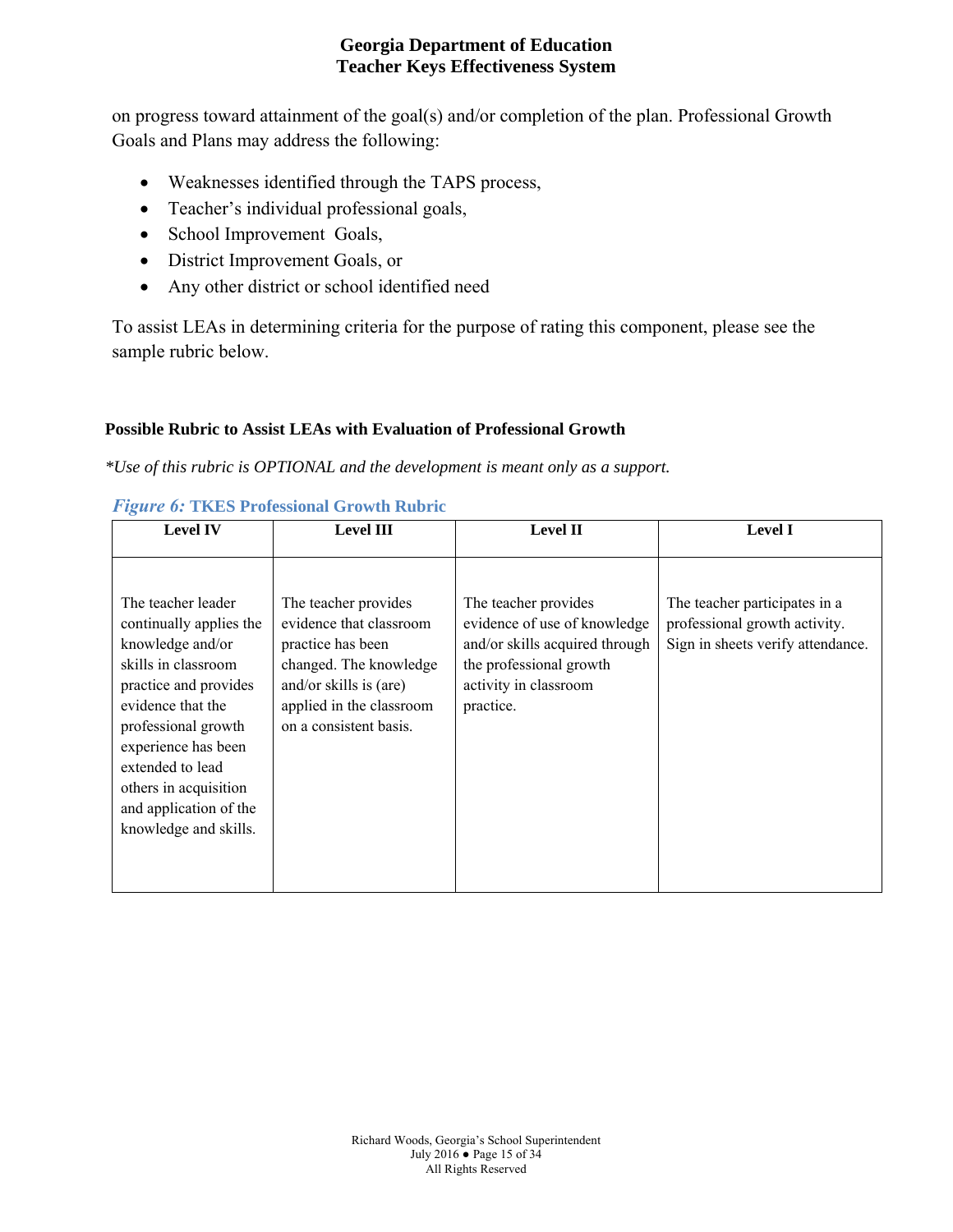on progress toward attainment of the goal(s) and/or completion of the plan. Professional Growth Goals and Plans may address the following:

- Weaknesses identified through the TAPS process,
- Teacher's individual professional goals,
- School Improvement Goals,
- District Improvement Goals, or
- Any other district or school identified need

To assist LEAs in determining criteria for the purpose of rating this component, please see the sample rubric below.

### Possible Rubric to Assist LEAs with Evaluation of Professional Growth

**Use of this rubric is OPTIONAL and the development is meant only as a support.*

*Figure 6:* **TKES Professional Growth Rubric**

| Level IV | Level III | Level II | Level I |
|---|---|---|---|
| The teacher leader continually applies the knowledge and/or skills in classroom practice and provides evidence that the professional growth experience has been extended to lead others in acquisition and application of the knowledge and skills. | The teacher provides evidence that classroom practice has been changed. The knowledge and/or skills is (are) applied in the classroom on a consistent basis. | The teacher provides evidence of use of knowledge and/or skills acquired through the professional growth activity in classroom practice. | The teacher participates in a professional growth activity. Sign in sheets verify attendance. |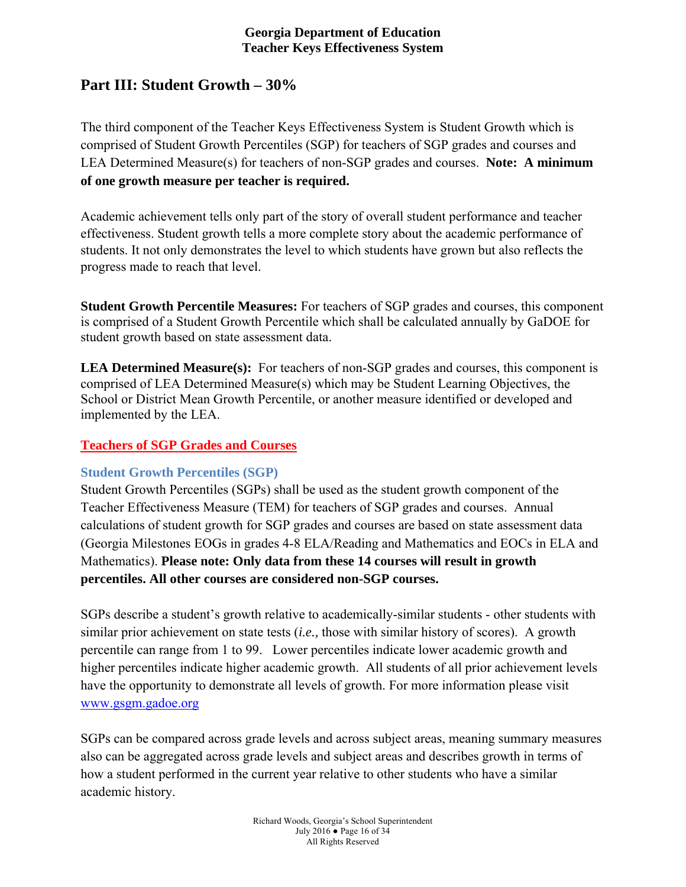## Part III: Student Growth – 30%

The third component of the Teacher Keys Effectiveness System is Student Growth which is comprised of Student Growth Percentiles (SGP) for teachers of SGP grades and courses and LEA Determined Measure(s) for teachers of non-SGP grades and courses. **Note: A minimum of one growth measure per teacher is required.**

Academic achievement tells only part of the story of overall student performance and teacher effectiveness. Student growth tells a more complete story about the academic performance of students. It not only demonstrates the level to which students have grown but also reflects the progress made to reach that level.

**Student Growth Percentile Measures:** For teachers of SGP grades and courses, this component is comprised of a Student Growth Percentile which shall be calculated annually by GaDOE for student growth based on state assessment data.

**LEA Determined Measure(s):** For teachers of non-SGP grades and courses, this component is comprised of LEA Determined Measure(s) which may be Student Learning Objectives, the School or District Mean Growth Percentile, or another measure identified or developed and implemented by the LEA.

### Teachers of SGP Grades and Courses

#### Student Growth Percentiles (SGP)

Student Growth Percentiles (SGPs) shall be used as the student growth component of the Teacher Effectiveness Measure (TEM) for teachers of SGP grades and courses. Annual calculations of student growth for SGP grades and courses are based on state assessment data (Georgia Milestones EOGs in grades 4-8 ELA/Reading and Mathematics and EOCs in ELA and Mathematics). **Please note: Only data from these 14 courses will result in growth percentiles. All other courses are considered non-SGP courses.**

SGPs describe a student's growth relative to academically-similar students - other students with similar prior achievement on state tests (*i.e.,* those with similar history of scores). A growth percentile can range from 1 to 99. Lower percentiles indicate lower academic growth and higher percentiles indicate higher academic growth. All students of all prior achievement levels have the opportunity to demonstrate all levels of growth. For more information please visit www.gsgm.gadoe.org

SGPs can be compared across grade levels and across subject areas, meaning summary measures also can be aggregated across grade levels and subject areas and describes growth in terms of how a student performed in the current year relative to other students who have a similar academic history.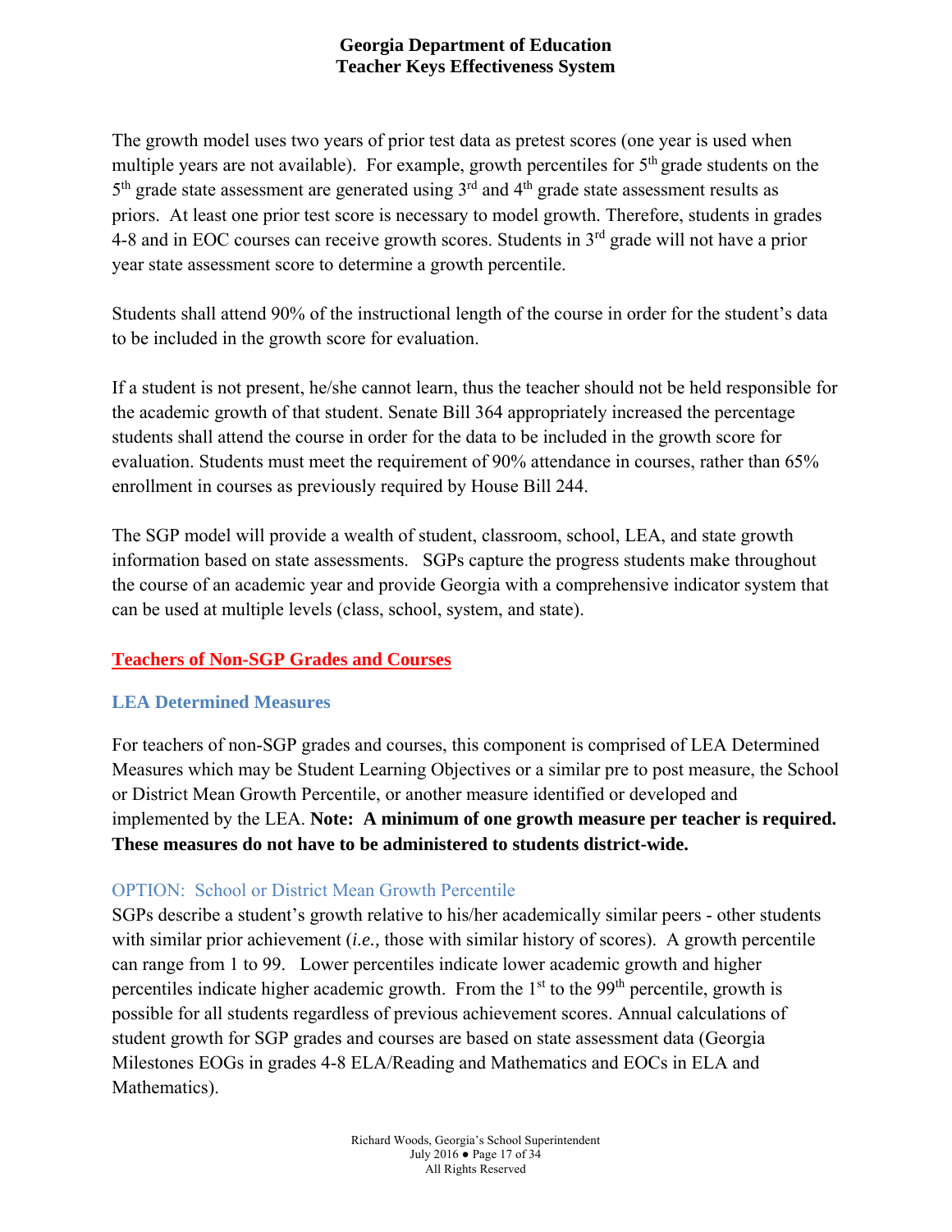The growth model uses two years of prior test data as pretest scores (one year is used when multiple years are not available). For example, growth percentiles for 5th grade students on the 5th grade state assessment are generated using 3rd and 4th grade state assessment results as priors. At least one prior test score is necessary to model growth. Therefore, students in grades 4-8 and in EOC courses can receive growth scores. Students in 3rd grade will not have a prior year state assessment score to determine a growth percentile.

Students shall attend 90% of the instructional length of the course in order for the student's data to be included in the growth score for evaluation.

If a student is not present, he/she cannot learn, thus the teacher should not be held responsible for the academic growth of that student. Senate Bill 364 appropriately increased the percentage students shall attend the course in order for the data to be included in the growth score for evaluation. Students must meet the requirement of 90% attendance in courses, rather than 65% enrollment in courses as previously required by House Bill 244.

The SGP model will provide a wealth of student, classroom, school, LEA, and state growth information based on state assessments. SGPs capture the progress students make throughout the course of an academic year and provide Georgia with a comprehensive indicator system that can be used at multiple levels (class, school, system, and state).

## Teachers of Non-SGP Grades and Courses

### LEA Determined Measures

For teachers of non-SGP grades and courses, this component is comprised of LEA Determined Measures which may be Student Learning Objectives or a similar pre to post measure, the School or District Mean Growth Percentile, or another measure identified or developed and implemented by the LEA. **Note: A minimum of one growth measure per teacher is required. These measures do not have to be administered to students district-wide.**

#### OPTION: School or District Mean Growth Percentile

SGPs describe a student's growth relative to his/her academically similar peers - other students with similar prior achievement (*i.e.,* those with similar history of scores). A growth percentile can range from 1 to 99. Lower percentiles indicate lower academic growth and higher percentiles indicate higher academic growth. From the 1st to the 99th percentile, growth is possible for all students regardless of previous achievement scores. Annual calculations of student growth for SGP grades and courses are based on state assessment data (Georgia Milestones EOGs in grades 4-8 ELA/Reading and Mathematics and EOCs in ELA and Mathematics).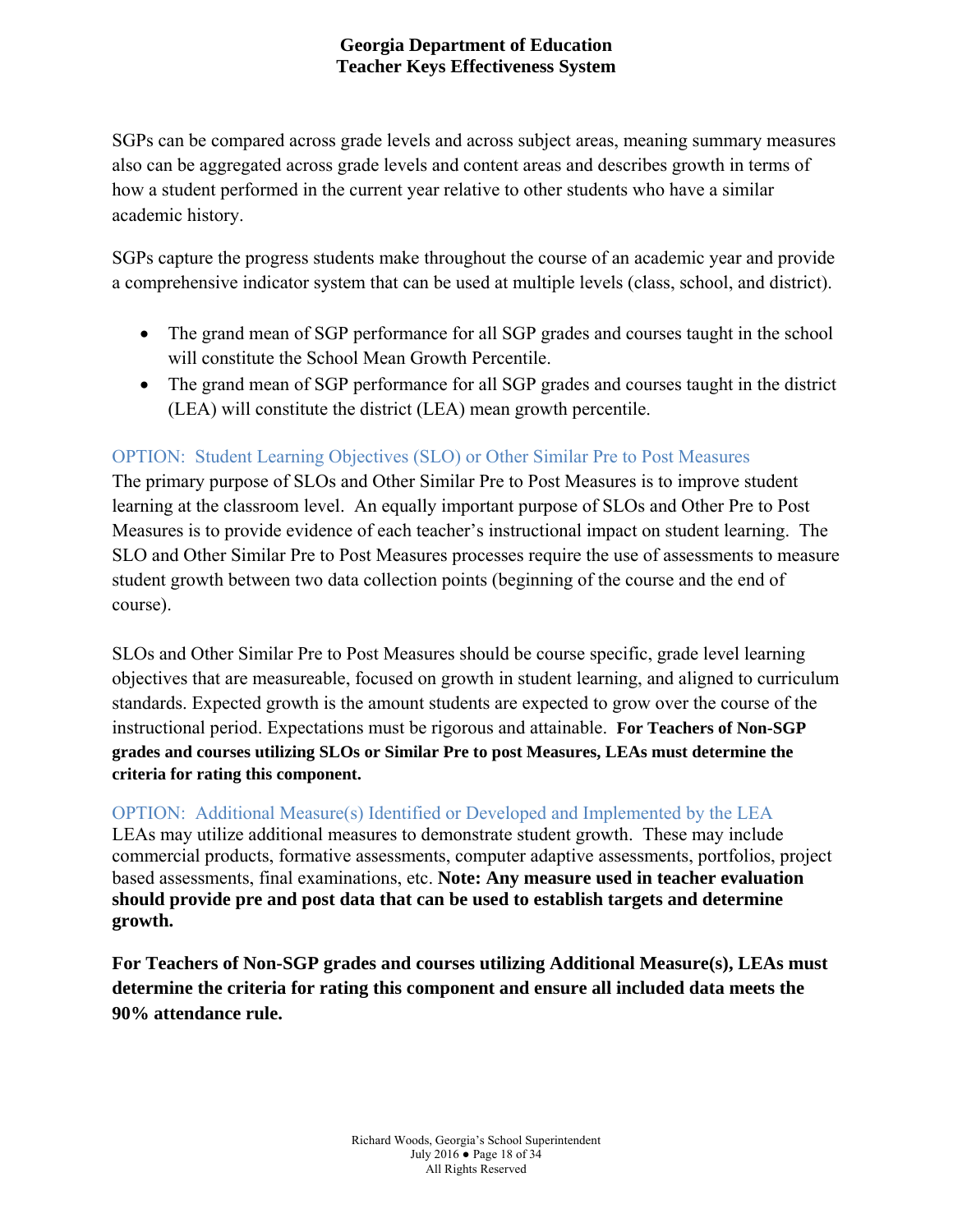SGPs can be compared across grade levels and across subject areas, meaning summary measures also can be aggregated across grade levels and content areas and describes growth in terms of how a student performed in the current year relative to other students who have a similar academic history.

SGPs capture the progress students make throughout the course of an academic year and provide a comprehensive indicator system that can be used at multiple levels (class, school, and district).

- The grand mean of SGP performance for all SGP grades and courses taught in the school will constitute the School Mean Growth Percentile.
- The grand mean of SGP performance for all SGP grades and courses taught in the district (LEA) will constitute the district (LEA) mean growth percentile.

### OPTION: Student Learning Objectives (SLO) or Other Similar Pre to Post Measures

The primary purpose of SLOs and Other Similar Pre to Post Measures is to improve student learning at the classroom level. An equally important purpose of SLOs and Other Pre to Post Measures is to provide evidence of each teacher's instructional impact on student learning. The SLO and Other Similar Pre to Post Measures processes require the use of assessments to measure student growth between two data collection points (beginning of the course and the end of course).

SLOs and Other Similar Pre to Post Measures should be course specific, grade level learning objectives that are measureable, focused on growth in student learning, and aligned to curriculum standards. Expected growth is the amount students are expected to grow over the course of the instructional period. Expectations must be rigorous and attainable. **For Teachers of Non-SGP grades and courses utilizing SLOs or Similar Pre to post Measures, LEAs must determine the criteria for rating this component.**

### OPTION: Additional Measure(s) Identified or Developed and Implemented by the LEA

LEAs may utilize additional measures to demonstrate student growth. These may include commercial products, formative assessments, computer adaptive assessments, portfolios, project based assessments, final examinations, etc. **Note: Any measure used in teacher evaluation should provide pre and post data that can be used to establish targets and determine growth.**

**For Teachers of Non-SGP grades and courses utilizing Additional Measure(s), LEAs must determine the criteria for rating this component and ensure all included data meets the 90% attendance rule.**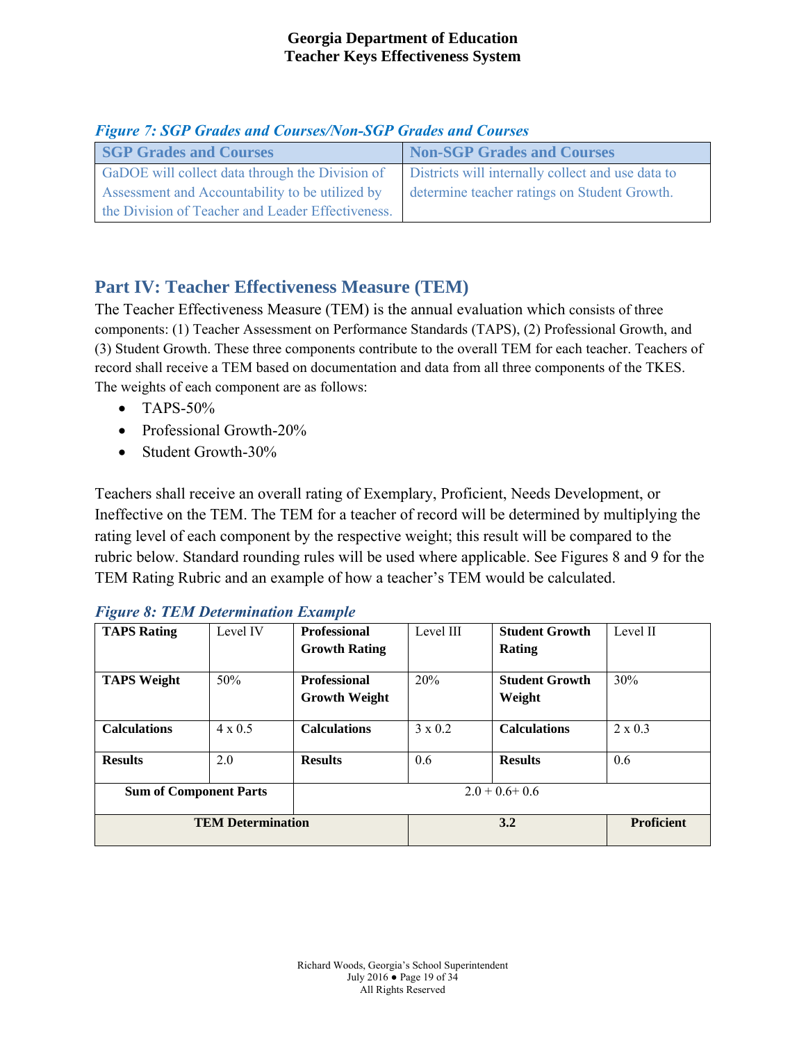*Figure 7: SGP Grades and Courses/Non-SGP Grades and Courses*

| SGP Grades and Courses | Non-SGP Grades and Courses |
|---|---|
| GaDOE will collect data through the Division of Assessment and Accountability to be utilized by the Division of Teacher and Leader Effectiveness. | Districts will internally collect and use data to determine teacher ratings on Student Growth. |

## Part IV: Teacher Effectiveness Measure (TEM)

The Teacher Effectiveness Measure (TEM) is the annual evaluation which consists of three components: (1) Teacher Assessment on Performance Standards (TAPS), (2) Professional Growth, and (3) Student Growth. These three components contribute to the overall TEM for each teacher. Teachers of record shall receive a TEM based on documentation and data from all three components of the TKES. The weights of each component are as follows:

- TAPS-50%
- Professional Growth-20%
- Student Growth-30%

Teachers shall receive an overall rating of Exemplary, Proficient, Needs Development, or Ineffective on the TEM. The TEM for a teacher of record will be determined by multiplying the rating level of each component by the respective weight; this result will be compared to the rubric below. Standard rounding rules will be used where applicable. See Figures 8 and 9 for the TEM Rating Rubric and an example of how a teacher's TEM would be calculated.

*Figure 8: TEM Determination Example*

| **TAPS Rating** | Level IV | **Professional Growth Rating** | Level III | **Student Growth Rating** | Level II |
|---|---|---|---|---|---|
| **TAPS Weight** | 50% | **Professional Growth Weight** | 20% | **Student Growth Weight** | 30% |
| **Calculations** | 4 x 0.5 | **Calculations** | 3 x 0.2 | **Calculations** | 2 x 0.3 |
| **Results** | 2.0 | **Results** | 0.6 | **Results** | 0.6 |
| **Sum of Component Parts** | | 2.0 + 0.6+ 0.6 | | | |
| **TEM Determination** | | | **3.2** | | **Proficient** |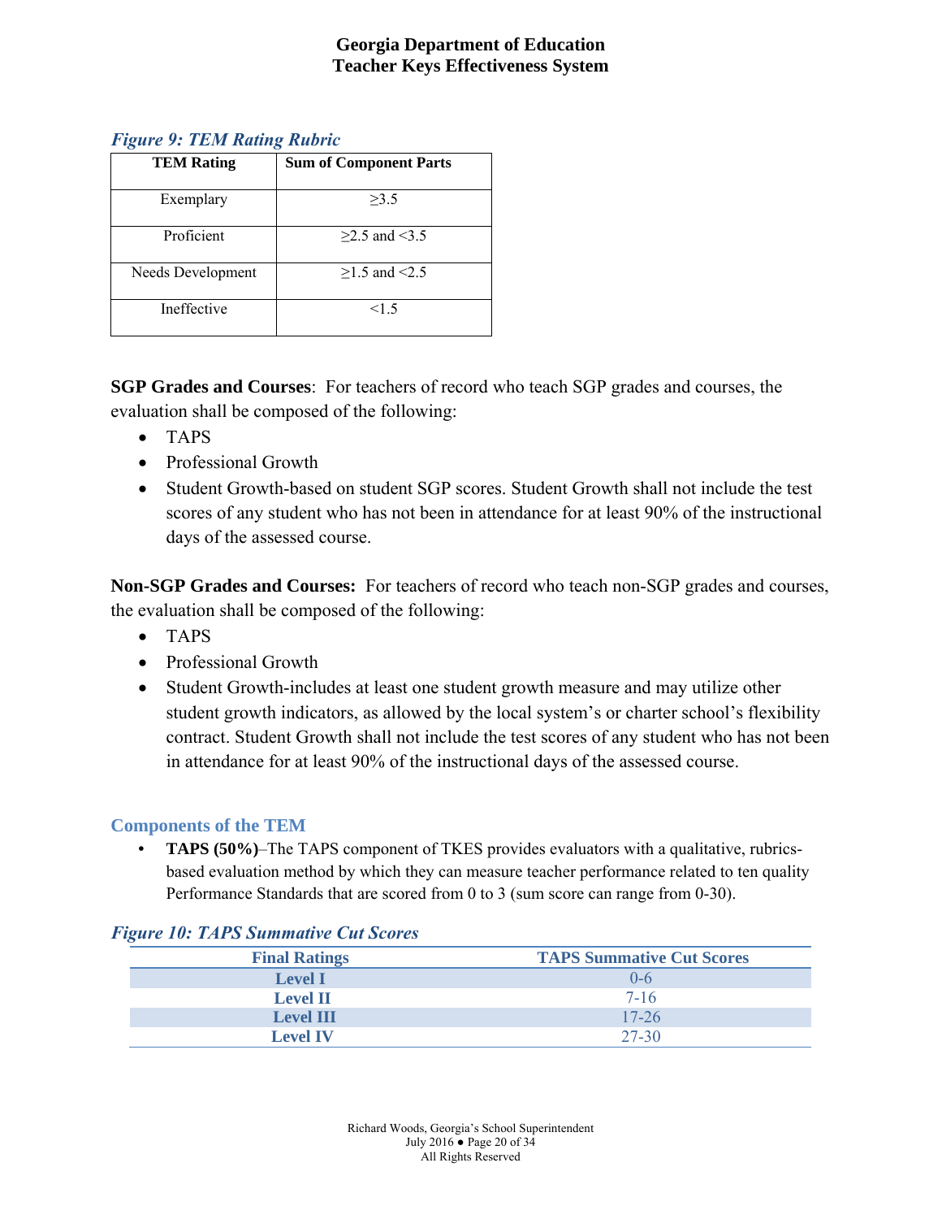*Figure 9: TEM Rating Rubric*

| TEM Rating | Sum of Component Parts |
|---|---|
| Exemplary | ≥3.5 |
| Proficient | ≥2.5 and <3.5 |
| Needs Development | ≥1.5 and <2.5 |
| Ineffective | <1.5 |

**SGP Grades and Courses**: For teachers of record who teach SGP grades and courses, the evaluation shall be composed of the following:

- TAPS
- Professional Growth
- Student Growth-based on student SGP scores. Student Growth shall not include the test scores of any student who has not been in attendance for at least 90% of the instructional days of the assessed course.

**Non-SGP Grades and Courses:** For teachers of record who teach non-SGP grades and courses, the evaluation shall be composed of the following:

- TAPS
- Professional Growth
- Student Growth-includes at least one student growth measure and may utilize other student growth indicators, as allowed by the local system's or charter school's flexibility contract. Student Growth shall not include the test scores of any student who has not been in attendance for at least 90% of the instructional days of the assessed course.

### Components of the TEM

- **TAPS (50%)**–The TAPS component of TKES provides evaluators with a qualitative, rubrics-based evaluation method by which they can measure teacher performance related to ten quality Performance Standards that are scored from 0 to 3 (sum score can range from 0-30).

*Figure 10: TAPS Summative Cut Scores*

| Final Ratings | TAPS Summative Cut Scores |
|---|---|
| **Level I** | 0-6 |
| **Level II** | 7-16 |
| **Level III** | 17-26 |
| **Level IV** | 27-30 |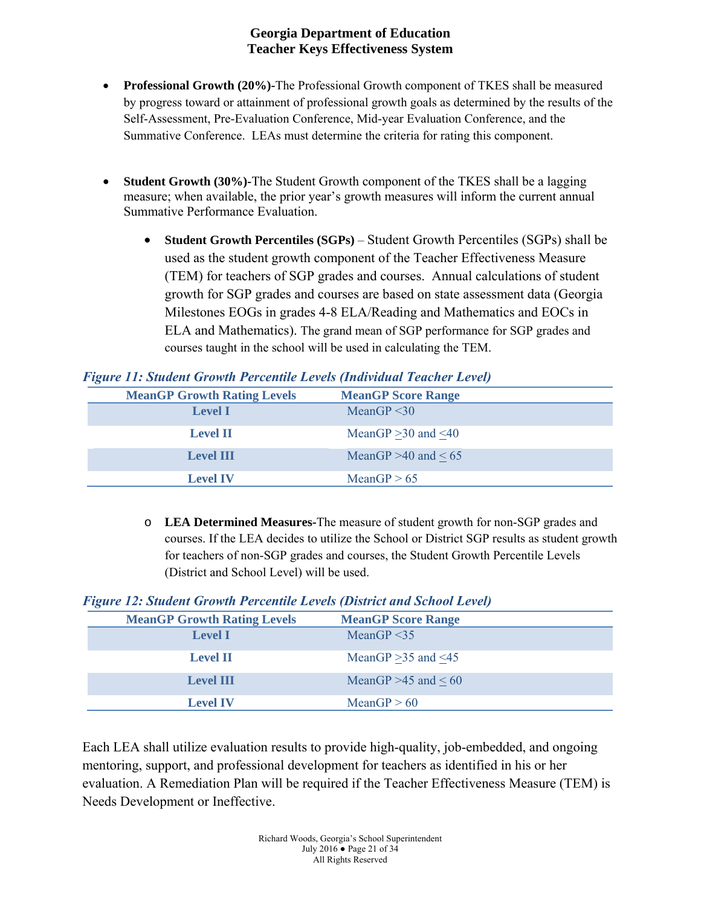- **Professional Growth (20%)-**The Professional Growth component of TKES shall be measured by progress toward or attainment of professional growth goals as determined by the results of the Self-Assessment, Pre-Evaluation Conference, Mid-year Evaluation Conference, and the Summative Conference. LEAs must determine the criteria for rating this component.

- **Student Growth (30%)**-The Student Growth component of the TKES shall be a lagging measure; when available, the prior year's growth measures will inform the current annual Summative Performance Evaluation.

  - **Student Growth Percentiles (SGPs)** – Student Growth Percentiles (SGPs) shall be used as the student growth component of the Teacher Effectiveness Measure (TEM) for teachers of SGP grades and courses. Annual calculations of student growth for SGP grades and courses are based on state assessment data (Georgia Milestones EOGs in grades 4-8 ELA/Reading and Mathematics and EOCs in ELA and Mathematics). The grand mean of SGP performance for SGP grades and courses taught in the school will be used in calculating the TEM.

***Figure 11: Student Growth Percentile Levels (Individual Teacher Level)***

| MeanGP Growth Rating Levels | MeanGP Score Range |
|---|---|
| Level I | MeanGP <30 |
| Level II | MeanGP ≥30 and ≤40 |
| Level III | MeanGP >40 and ≤ 65 |
| Level IV | MeanGP > 65 |

  - **LEA Determined Measures-**The measure of student growth for non-SGP grades and courses. If the LEA decides to utilize the School or District SGP results as student growth for teachers of non-SGP grades and courses, the Student Growth Percentile Levels (District and School Level) will be used.

***Figure 12: Student Growth Percentile Levels (District and School Level)***

| MeanGP Growth Rating Levels | MeanGP Score Range |
|---|---|
| Level I | MeanGP <35 |
| Level II | MeanGP ≥35 and ≤45 |
| Level III | MeanGP >45 and ≤ 60 |
| Level IV | MeanGP > 60 |

Each LEA shall utilize evaluation results to provide high-quality, job-embedded, and ongoing mentoring, support, and professional development for teachers as identified in his or her evaluation. A Remediation Plan will be required if the Teacher Effectiveness Measure (TEM) is Needs Development or Ineffective.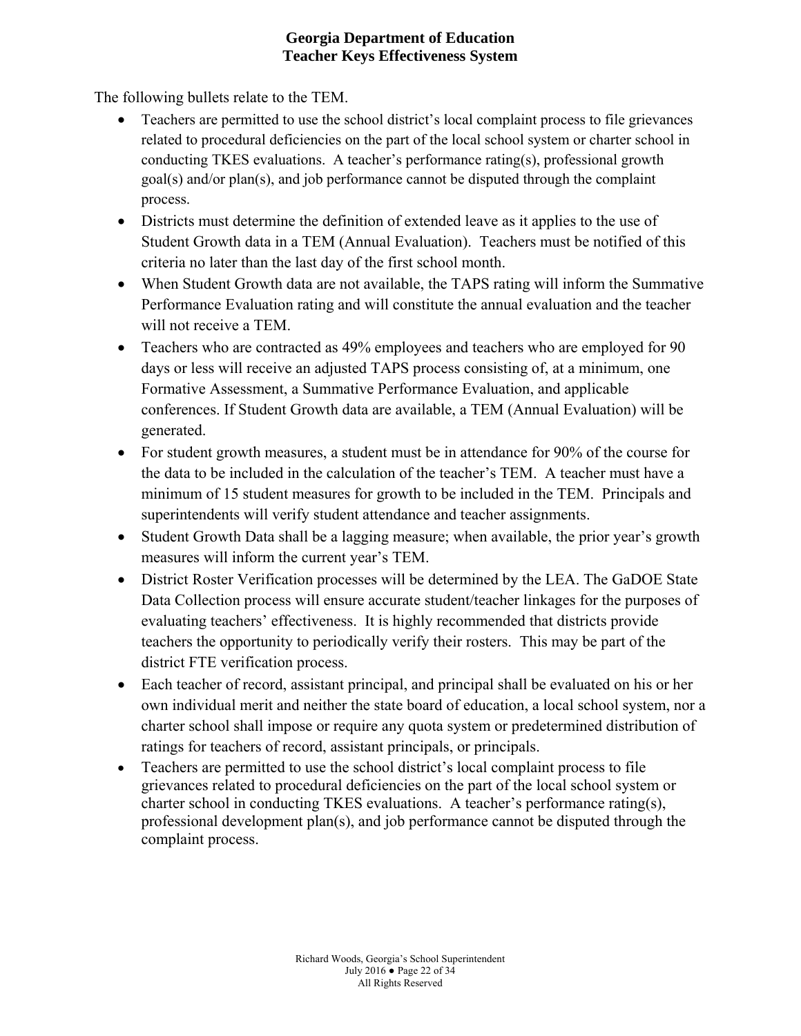The following bullets relate to the TEM.

- Teachers are permitted to use the school district's local complaint process to file grievances related to procedural deficiencies on the part of the local school system or charter school in conducting TKES evaluations. A teacher's performance rating(s), professional growth goal(s) and/or plan(s), and job performance cannot be disputed through the complaint process.
- Districts must determine the definition of extended leave as it applies to the use of Student Growth data in a TEM (Annual Evaluation). Teachers must be notified of this criteria no later than the last day of the first school month.
- When Student Growth data are not available, the TAPS rating will inform the Summative Performance Evaluation rating and will constitute the annual evaluation and the teacher will not receive a TEM.
- Teachers who are contracted as 49% employees and teachers who are employed for 90 days or less will receive an adjusted TAPS process consisting of, at a minimum, one Formative Assessment, a Summative Performance Evaluation, and applicable conferences. If Student Growth data are available, a TEM (Annual Evaluation) will be generated.
- For student growth measures, a student must be in attendance for 90% of the course for the data to be included in the calculation of the teacher's TEM. A teacher must have a minimum of 15 student measures for growth to be included in the TEM. Principals and superintendents will verify student attendance and teacher assignments.
- Student Growth Data shall be a lagging measure; when available, the prior year's growth measures will inform the current year's TEM.
- District Roster Verification processes will be determined by the LEA. The GaDOE State Data Collection process will ensure accurate student/teacher linkages for the purposes of evaluating teachers' effectiveness. It is highly recommended that districts provide teachers the opportunity to periodically verify their rosters. This may be part of the district FTE verification process.
- Each teacher of record, assistant principal, and principal shall be evaluated on his or her own individual merit and neither the state board of education, a local school system, nor a charter school shall impose or require any quota system or predetermined distribution of ratings for teachers of record, assistant principals, or principals.
- Teachers are permitted to use the school district's local complaint process to file grievances related to procedural deficiencies on the part of the local school system or charter school in conducting TKES evaluations. A teacher's performance rating(s), professional development plan(s), and job performance cannot be disputed through the complaint process.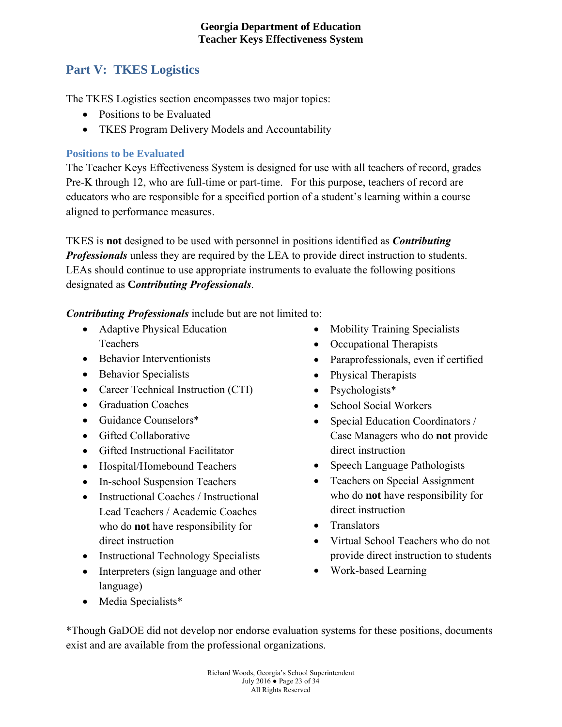## Part V: TKES Logistics

The TKES Logistics section encompasses two major topics:

- Positions to be Evaluated
- TKES Program Delivery Models and Accountability

### Positions to be Evaluated

The Teacher Keys Effectiveness System is designed for use with all teachers of record, grades Pre-K through 12, who are full-time or part-time. For this purpose, teachers of record are educators who are responsible for a specified portion of a student's learning within a course aligned to performance measures.

TKES is **not** designed to be used with personnel in positions identified as ***Contributing Professionals*** unless they are required by the LEA to provide direct instruction to students. LEAs should continue to use appropriate instruments to evaluate the following positions designated as **C*ontributing Professionals***.

***Contributing Professionals*** include but are not limited to:

- Adaptive Physical Education Teachers
- Behavior Interventionists
- Behavior Specialists
- Career Technical Instruction (CTI)
- Graduation Coaches
- Guidance Counselors*
- Gifted Collaborative
- Gifted Instructional Facilitator
- Hospital/Homebound Teachers
- In-school Suspension Teachers
- Instructional Coaches / Instructional Lead Teachers / Academic Coaches who do **not** have responsibility for direct instruction
- Instructional Technology Specialists
- Interpreters (sign language and other language)
- Media Specialists*
- Mobility Training Specialists
- Occupational Therapists
- Paraprofessionals, even if certified
- Physical Therapists
- Psychologists*
- School Social Workers
- Special Education Coordinators / Case Managers who do **not** provide direct instruction
- Speech Language Pathologists
- Teachers on Special Assignment who do **not** have responsibility for direct instruction
- Translators
- Virtual School Teachers who do not provide direct instruction to students
- Work-based Learning

*Though GaDOE did not develop nor endorse evaluation systems for these positions, documents exist and are available from the professional organizations.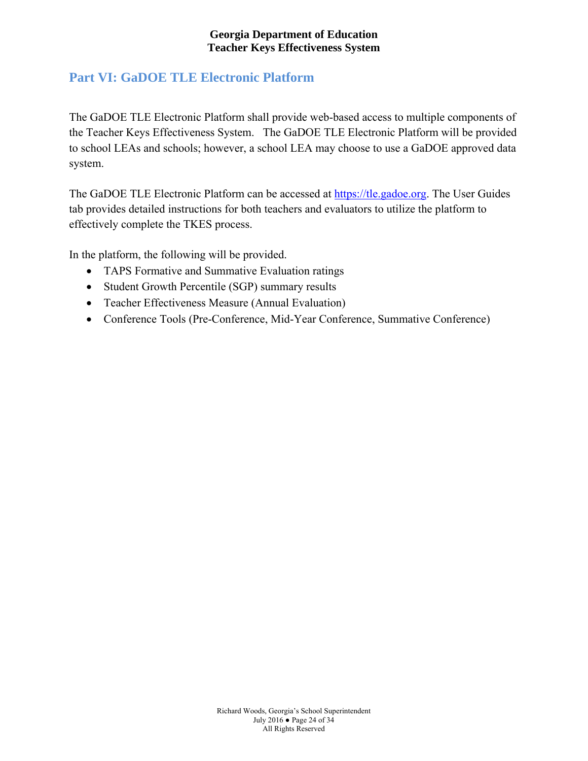## Part VI: GaDOE TLE Electronic Platform

The GaDOE TLE Electronic Platform shall provide web-based access to multiple components of the Teacher Keys Effectiveness System. The GaDOE TLE Electronic Platform will be provided to school LEAs and schools; however, a school LEA may choose to use a GaDOE approved data system.

The GaDOE TLE Electronic Platform can be accessed at [https://tle.gadoe.org](https://tle.gadoe.org). The User Guides tab provides detailed instructions for both teachers and evaluators to utilize the platform to effectively complete the TKES process.

In the platform, the following will be provided.

- TAPS Formative and Summative Evaluation ratings
- Student Growth Percentile (SGP) summary results
- Teacher Effectiveness Measure (Annual Evaluation)
- Conference Tools (Pre-Conference, Mid-Year Conference, Summative Conference)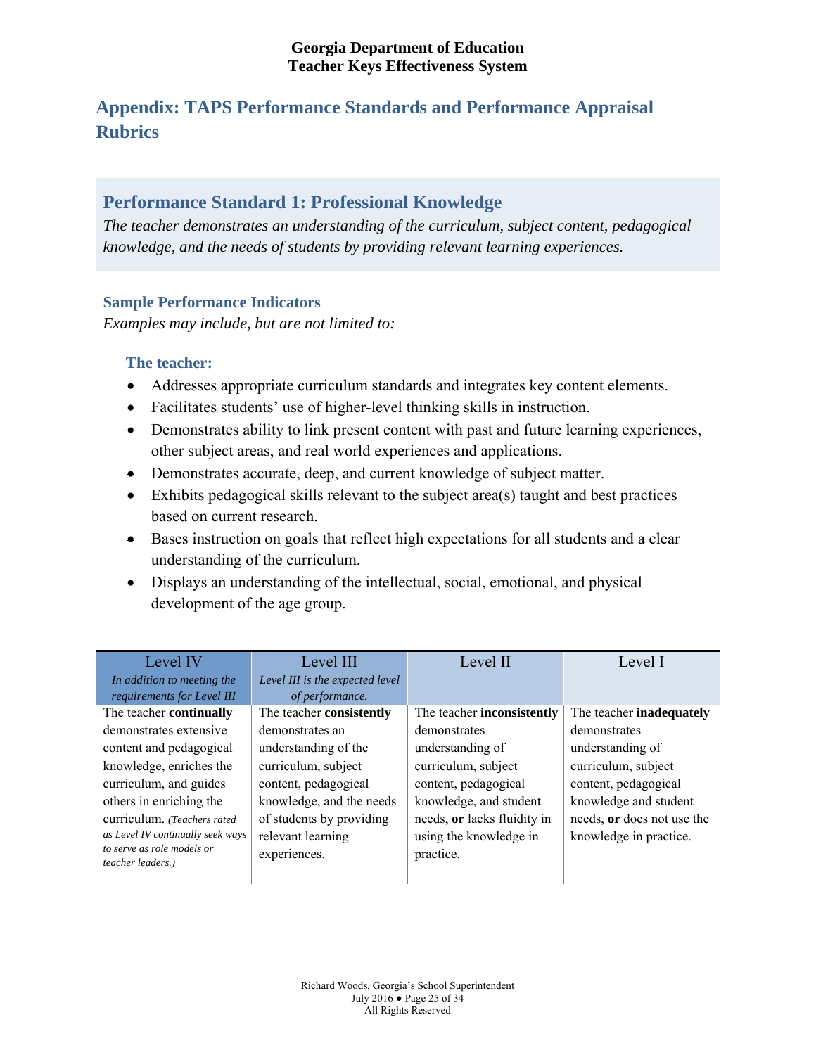## Appendix: TAPS Performance Standards and Performance Appraisal Rubrics

### Performance Standard 1: Professional Knowledge

*The teacher demonstrates an understanding of the curriculum, subject content, pedagogical knowledge, and the needs of students by providing relevant learning experiences.*

#### Sample Performance Indicators

*Examples may include, but are not limited to:*

**The teacher:**

- Addresses appropriate curriculum standards and integrates key content elements.
- Facilitates students' use of higher-level thinking skills in instruction.
- Demonstrates ability to link present content with past and future learning experiences, other subject areas, and real world experiences and applications.
- Demonstrates accurate, deep, and current knowledge of subject matter.
- Exhibits pedagogical skills relevant to the subject area(s) taught and best practices based on current research.
- Bases instruction on goals that reflect high expectations for all students and a clear understanding of the curriculum.
- Displays an understanding of the intellectual, social, emotional, and physical development of the age group.

| Level IV<br>*In addition to meeting the requirements for Level III* | Level III<br>*Level III is the expected level of performance.* | Level II | Level I |
|---|---|---|---|
| The teacher **continually** demonstrates extensive content and pedagogical knowledge, enriches the curriculum, and guides others in enriching the curriculum. *(Teachers rated as Level IV continually seek ways to serve as role models or teacher leaders.)* | The teacher **consistently** demonstrates an understanding of the curriculum, subject content, pedagogical knowledge, and the needs of students by providing relevant learning experiences. | The teacher **inconsistently** demonstrates understanding of curriculum, subject content, pedagogical knowledge, and student needs, **or** lacks fluidity in using the knowledge in practice. | The teacher **inadequately** demonstrates understanding of curriculum, subject content, pedagogical knowledge and student needs, **or** does not use the knowledge in practice. |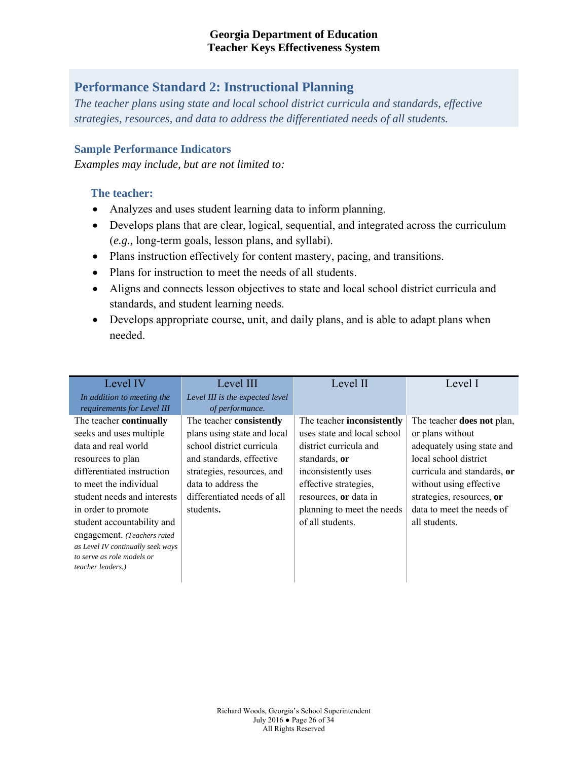## Performance Standard 2: Instructional Planning

*The teacher plans using state and local school district curricula and standards, effective strategies, resources, and data to address the differentiated needs of all students.*

### Sample Performance Indicators

*Examples may include, but are not limited to:*

#### The teacher:

- Analyzes and uses student learning data to inform planning.
- Develops plans that are clear, logical, sequential, and integrated across the curriculum (*e.g.,* long-term goals, lesson plans, and syllabi).
- Plans instruction effectively for content mastery, pacing, and transitions.
- Plans for instruction to meet the needs of all students.
- Aligns and connects lesson objectives to state and local school district curricula and standards, and student learning needs.
- Develops appropriate course, unit, and daily plans, and is able to adapt plans when needed.

| Level IV<br>*In addition to meeting the requirements for Level III* | Level III<br>*Level III is the expected level of performance.* | Level II | Level I |
|---|---|---|---|
| The teacher **continually** seeks and uses multiple data and real world resources to plan differentiated instruction to meet the individual student needs and interests in order to promote student accountability and engagement. *(Teachers rated as Level IV continually seek ways to serve as role models or teacher leaders.)* | The teacher **consistently** plans using state and local school district curricula and standards, effective strategies, resources, and data to address the differentiated needs of all students**.** | The teacher **inconsistently** uses state and local school district curricula and standards, **or** inconsistently uses effective strategies, resources, **or** data in planning to meet the needs of all students. | The teacher **does not** plan, or plans without adequately using state and local school district curricula and standards, **or** without using effective strategies, resources, **or** data to meet the needs of all students. |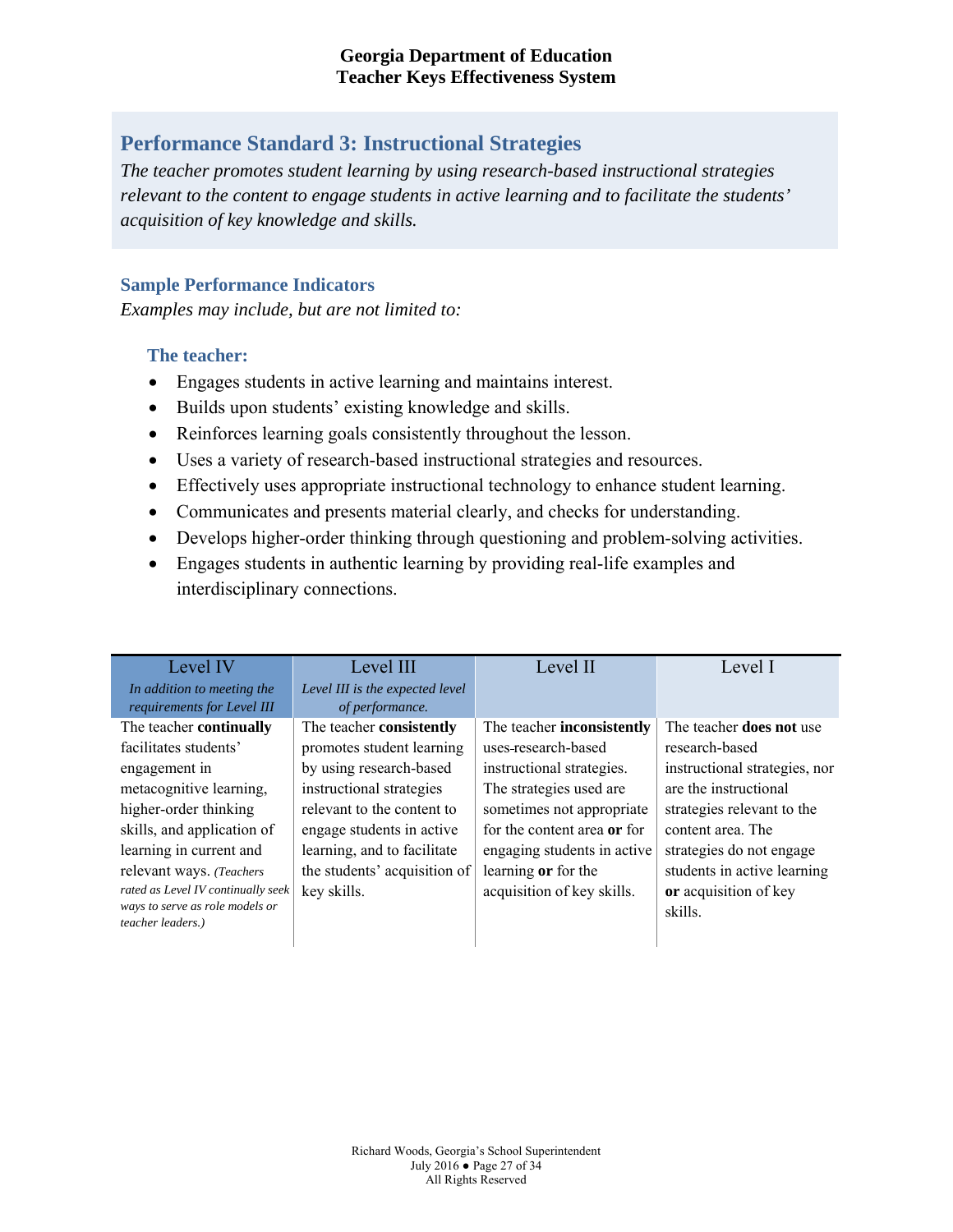## Performance Standard 3: Instructional Strategies

*The teacher promotes student learning by using research-based instructional strategies relevant to the content to engage students in active learning and to facilitate the students' acquisition of key knowledge and skills.*

### Sample Performance Indicators

*Examples may include, but are not limited to:*

#### The teacher:

- Engages students in active learning and maintains interest.
- Builds upon students' existing knowledge and skills.
- Reinforces learning goals consistently throughout the lesson.
- Uses a variety of research-based instructional strategies and resources.
- Effectively uses appropriate instructional technology to enhance student learning.
- Communicates and presents material clearly, and checks for understanding.
- Develops higher-order thinking through questioning and problem-solving activities.
- Engages students in authentic learning by providing real-life examples and interdisciplinary connections.

| Level IV<br>*In addition to meeting the requirements for Level III* | Level III<br>*Level III is the expected level of performance.* | Level II | Level I |
|---|---|---|---|
| The teacher **continually** facilitates students' engagement in metacognitive learning, higher-order thinking skills, and application of learning in current and relevant ways. *(Teachers rated as Level IV continually seek ways to serve as role models or teacher leaders.)* | The teacher **consistently** promotes student learning by using research-based instructional strategies relevant to the content to engage students in active learning, and to facilitate the students' acquisition of key skills. | The teacher **inconsistently** uses research-based instructional strategies. The strategies used are sometimes not appropriate for the content area **or** for engaging students in active learning **or** for the acquisition of key skills. | The teacher **does not** use research-based instructional strategies, nor are the instructional strategies relevant to the content area. The strategies do not engage students in active learning **or** acquisition of key skills. |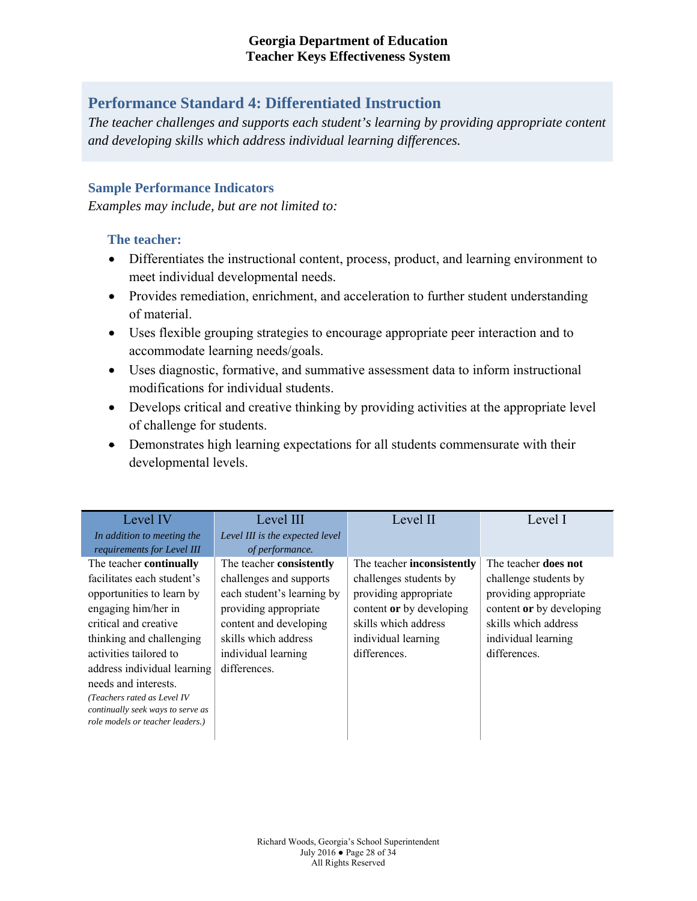## Performance Standard 4: Differentiated Instruction

*The teacher challenges and supports each student's learning by providing appropriate content and developing skills which address individual learning differences.*

### Sample Performance Indicators

*Examples may include, but are not limited to:*

#### The teacher:

- Differentiates the instructional content, process, product, and learning environment to meet individual developmental needs.
- Provides remediation, enrichment, and acceleration to further student understanding of material.
- Uses flexible grouping strategies to encourage appropriate peer interaction and to accommodate learning needs/goals.
- Uses diagnostic, formative, and summative assessment data to inform instructional modifications for individual students.
- Develops critical and creative thinking by providing activities at the appropriate level of challenge for students.
- Demonstrates high learning expectations for all students commensurate with their developmental levels.

| Level IV<br>*In addition to meeting the requirements for Level III* | Level III<br>*Level III is the expected level of performance.* | Level II | Level I |
|---|---|---|---|
| The teacher **continually** facilitates each student's opportunities to learn by engaging him/her in critical and creative thinking and challenging activities tailored to address individual learning needs and interests.<br>*(Teachers rated as Level IV continually seek ways to serve as role models or teacher leaders.)* | The teacher **consistently** challenges and supports each student's learning by providing appropriate content and developing skills which address individual learning differences. | The teacher **inconsistently** challenges students by providing appropriate content **or** by developing skills which address individual learning differences. | The teacher **does not** challenge students by providing appropriate content **or** by developing skills which address individual learning differences. |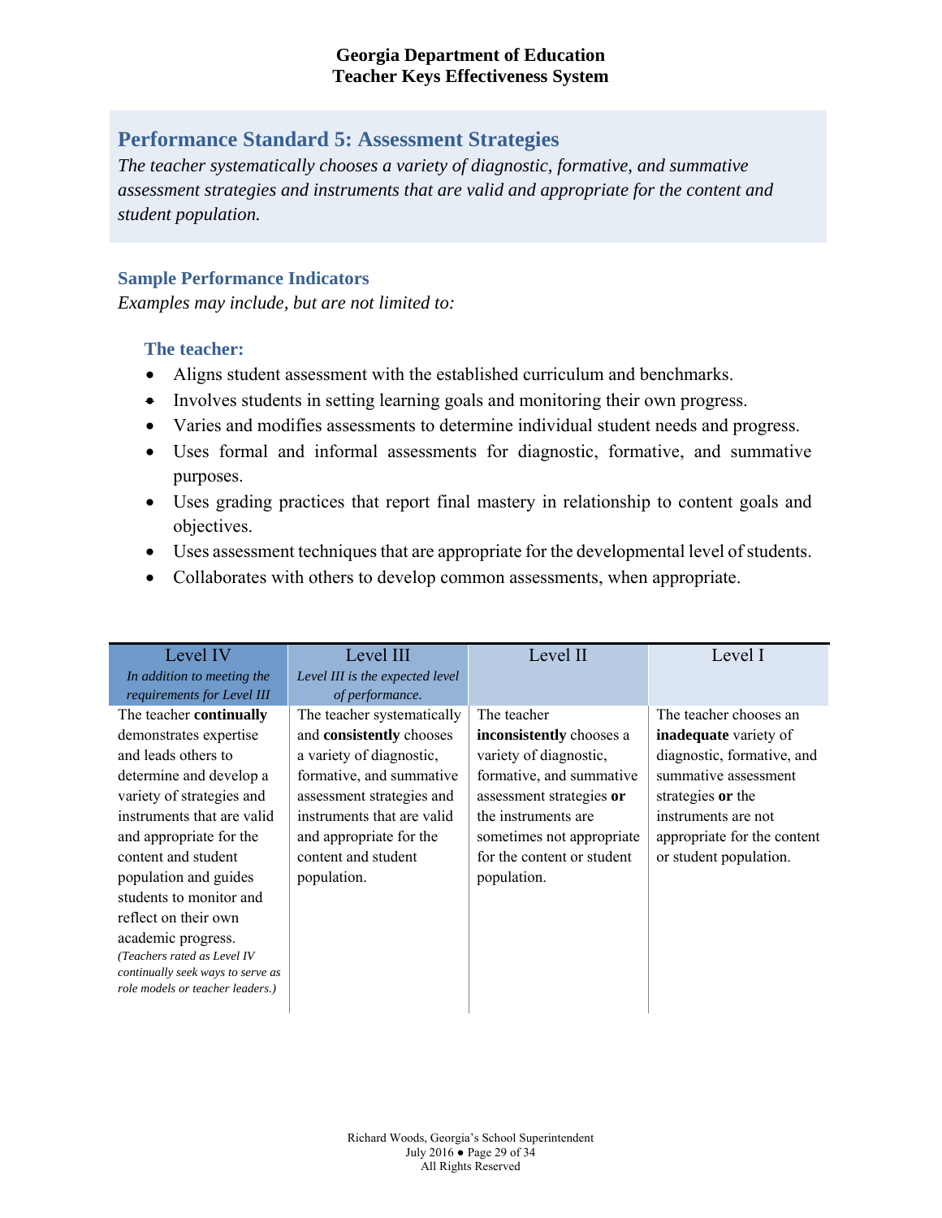## Performance Standard 5: Assessment Strategies

*The teacher systematically chooses a variety of diagnostic, formative, and summative assessment strategies and instruments that are valid and appropriate for the content and student population.*

### Sample Performance Indicators

*Examples may include, but are not limited to:*

#### The teacher:

- Aligns student assessment with the established curriculum and benchmarks.
- Involves students in setting learning goals and monitoring their own progress.
- Varies and modifies assessments to determine individual student needs and progress.
- Uses formal and informal assessments for diagnostic, formative, and summative purposes.
- Uses grading practices that report final mastery in relationship to content goals and objectives.
- Uses assessment techniques that are appropriate for the developmental level of students.
- Collaborates with others to develop common assessments, when appropriate.

| Level IV<br>*In addition to meeting the requirements for Level III* | Level III<br>*Level III is the expected level of performance.* | Level II | Level I |
|---|---|---|---|
| The teacher **continually** demonstrates expertise and leads others to determine and develop a variety of strategies and instruments that are valid and appropriate for the content and student population and guides students to monitor and reflect on their own academic progress.<br>*(Teachers rated as Level IV continually seek ways to serve as role models or teacher leaders.)* | The teacher systematically and **consistently** chooses a variety of diagnostic, formative, and summative assessment strategies and instruments that are valid and appropriate for the content and student population. | The teacher **inconsistently** chooses a variety of diagnostic, formative, and summative assessment strategies **or** the instruments are sometimes not appropriate for the content or student population. | The teacher chooses an **inadequate** variety of diagnostic, formative, and summative assessment strategies **or** the instruments are not appropriate for the content or student population. |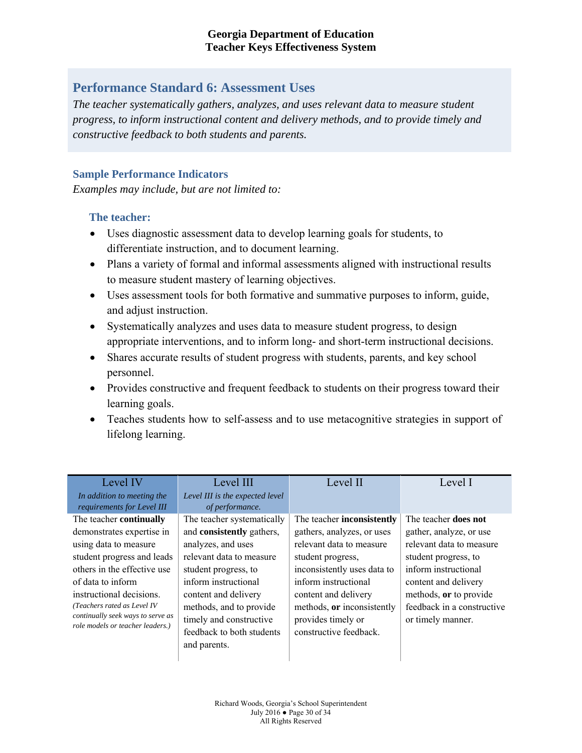## Performance Standard 6: Assessment Uses

*The teacher systematically gathers, analyzes, and uses relevant data to measure student progress, to inform instructional content and delivery methods, and to provide timely and constructive feedback to both students and parents.*

### Sample Performance Indicators

*Examples may include, but are not limited to:*

#### The teacher:

- Uses diagnostic assessment data to develop learning goals for students, to differentiate instruction, and to document learning.
- Plans a variety of formal and informal assessments aligned with instructional results to measure student mastery of learning objectives.
- Uses assessment tools for both formative and summative purposes to inform, guide, and adjust instruction.
- Systematically analyzes and uses data to measure student progress, to design appropriate interventions, and to inform long- and short-term instructional decisions.
- Shares accurate results of student progress with students, parents, and key school personnel.
- Provides constructive and frequent feedback to students on their progress toward their learning goals.
- Teaches students how to self-assess and to use metacognitive strategies in support of lifelong learning.

| Level IV<br>*In addition to meeting the requirements for Level III* | Level III<br>*Level III is the expected level of performance.* | Level II | Level I |
|---|---|---|---|
| The teacher **continually** demonstrates expertise in using data to measure student progress and leads others in the effective use of data to inform instructional decisions.<br>*(Teachers rated as Level IV continually seek ways to serve as role models or teacher leaders.)* | The teacher systematically and **consistently** gathers, analyzes, and uses relevant data to measure student progress, to inform instructional content and delivery methods, and to provide timely and constructive feedback to both students and parents. | The teacher **inconsistently** gathers, analyzes, or uses relevant data to measure student progress, inconsistently uses data to inform instructional content and delivery methods, **or** inconsistently provides timely or constructive feedback. | The teacher **does not** gather, analyze, or use relevant data to measure student progress, to inform instructional content and delivery methods, **or** to provide feedback in a constructive or timely manner. |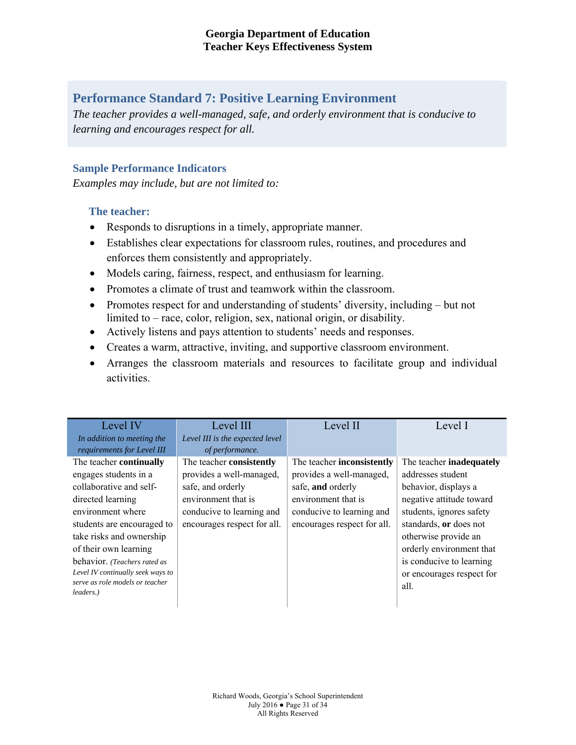## Performance Standard 7: Positive Learning Environment

*The teacher provides a well-managed, safe, and orderly environment that is conducive to learning and encourages respect for all.*

### Sample Performance Indicators

*Examples may include, but are not limited to:*

**The teacher:**

- Responds to disruptions in a timely, appropriate manner.
- Establishes clear expectations for classroom rules, routines, and procedures and enforces them consistently and appropriately.
- Models caring, fairness, respect, and enthusiasm for learning.
- Promotes a climate of trust and teamwork within the classroom.
- Promotes respect for and understanding of students' diversity, including – but not limited to – race, color, religion, sex, national origin, or disability.
- Actively listens and pays attention to students' needs and responses.
- Creates a warm, attractive, inviting, and supportive classroom environment.
- Arranges the classroom materials and resources to facilitate group and individual activities.

| Level IV<br>*In addition to meeting the requirements for Level III* | Level III<br>*Level III is the expected level of performance.* | Level II | Level I |
|---|---|---|---|
| The teacher **continually** engages students in a collaborative and self-directed learning environment where students are encouraged to take risks and ownership of their own learning behavior. *(Teachers rated as Level IV continually seek ways to serve as role models or teacher leaders.)* | The teacher **consistently** provides a well-managed, safe, and orderly environment that is conducive to learning and encourages respect for all. | The teacher **inconsistently** provides a well-managed, safe, **and** orderly environment that is conducive to learning and encourages respect for all. | The teacher **inadequately** addresses student behavior, displays a negative attitude toward students, ignores safety standards, **or** does not otherwise provide an orderly environment that is conducive to learning or encourages respect for all. |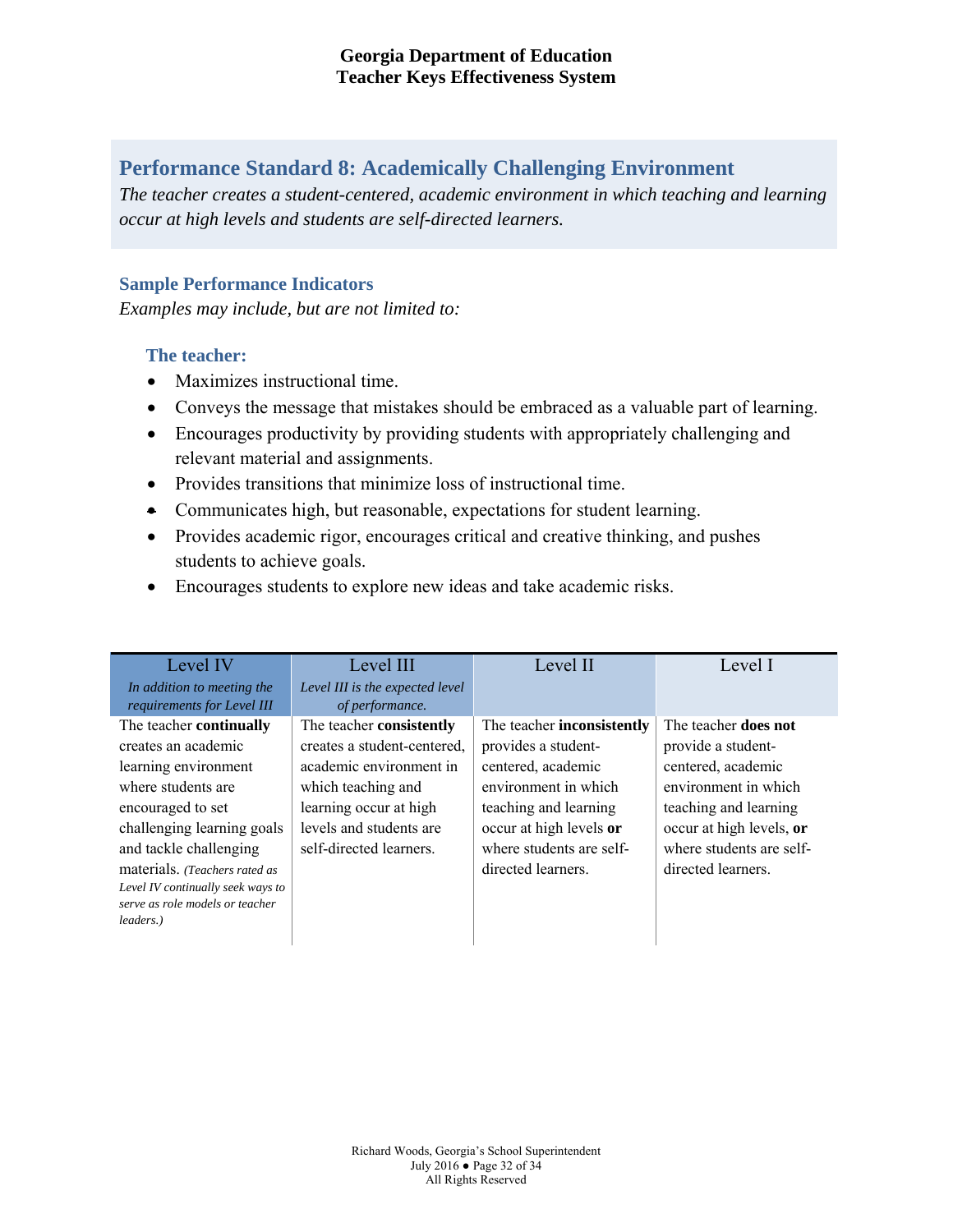## Performance Standard 8: Academically Challenging Environment

*The teacher creates a student-centered, academic environment in which teaching and learning occur at high levels and students are self-directed learners.*

### Sample Performance Indicators

*Examples may include, but are not limited to:*

#### The teacher:

- Maximizes instructional time.
- Conveys the message that mistakes should be embraced as a valuable part of learning.
- Encourages productivity by providing students with appropriately challenging and relevant material and assignments.
- Provides transitions that minimize loss of instructional time.
- Communicates high, but reasonable, expectations for student learning.
- Provides academic rigor, encourages critical and creative thinking, and pushes students to achieve goals.
- Encourages students to explore new ideas and take academic risks.

| Level IV<br>*In addition to meeting the requirements for Level III* | Level III<br>*Level III is the expected level of performance.* | Level II | Level I |
|---|---|---|---|
| The teacher **continually** creates an academic learning environment where students are encouraged to set challenging learning goals and tackle challenging materials. *(Teachers rated as Level IV continually seek ways to serve as role models or teacher leaders.)* | The teacher **consistently** creates a student-centered, academic environment in which teaching and learning occur at high levels and students are self-directed learners. | The teacher **inconsistently** provides a student-centered, academic environment in which teaching and learning occur at high levels **or** where students are self-directed learners. | The teacher **does not** provide a student-centered, academic environment in which teaching and learning occur at high levels, **or** where students are self-directed learners. |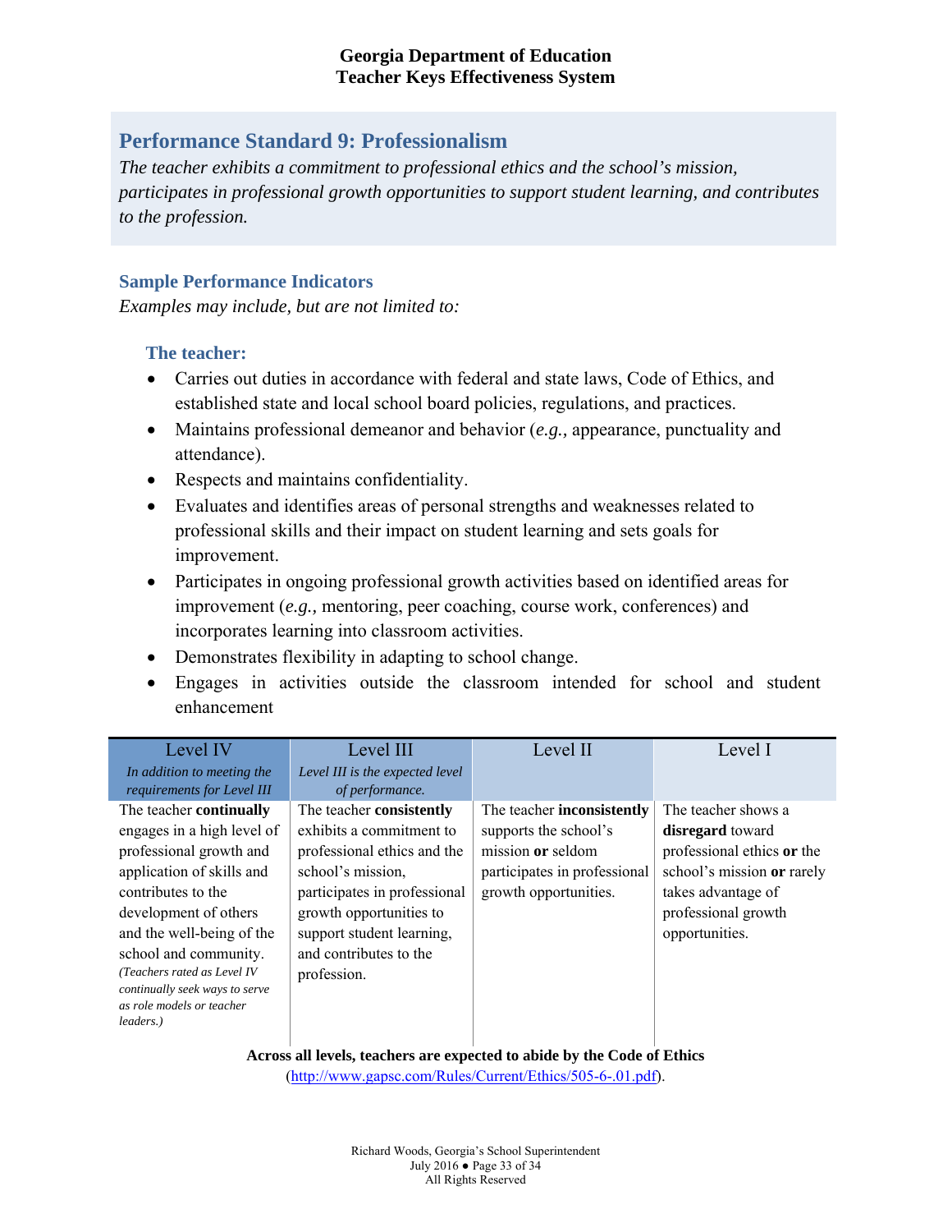## Performance Standard 9: Professionalism

*The teacher exhibits a commitment to professional ethics and the school's mission, participates in professional growth opportunities to support student learning, and contributes to the profession.*

### Sample Performance Indicators

*Examples may include, but are not limited to:*

#### The teacher:

- Carries out duties in accordance with federal and state laws, Code of Ethics, and established state and local school board policies, regulations, and practices.
- Maintains professional demeanor and behavior (*e.g.,* appearance, punctuality and attendance).
- Respects and maintains confidentiality.
- Evaluates and identifies areas of personal strengths and weaknesses related to professional skills and their impact on student learning and sets goals for improvement.
- Participates in ongoing professional growth activities based on identified areas for improvement (*e.g.,* mentoring, peer coaching, course work, conferences) and incorporates learning into classroom activities.
- Demonstrates flexibility in adapting to school change.
- Engages in activities outside the classroom intended for school and student enhancement

| Level IV<br>*In addition to meeting the requirements for Level III* | Level III<br>*Level III is the expected level of performance.* | Level II | Level I |
|---|---|---|---|
| The teacher **continually** engages in a high level of professional growth and application of skills and contributes to the development of others and the well-being of the school and community.<br>*(Teachers rated as Level IV continually seek ways to serve as role models or teacher leaders.)* | The teacher **consistently** exhibits a commitment to professional ethics and the school's mission, participates in professional growth opportunities to support student learning, and contributes to the profession. | The teacher **inconsistently** supports the school's mission **or** seldom participates in professional growth opportunities. | The teacher shows a **disregard** toward professional ethics **or** the school's mission **or** rarely takes advantage of professional growth opportunities. |

**Across all levels, teachers are expected to abide by the Code of Ethics** (http://www.gapsc.com/Rules/Current/Ethics/505-6-.01.pdf).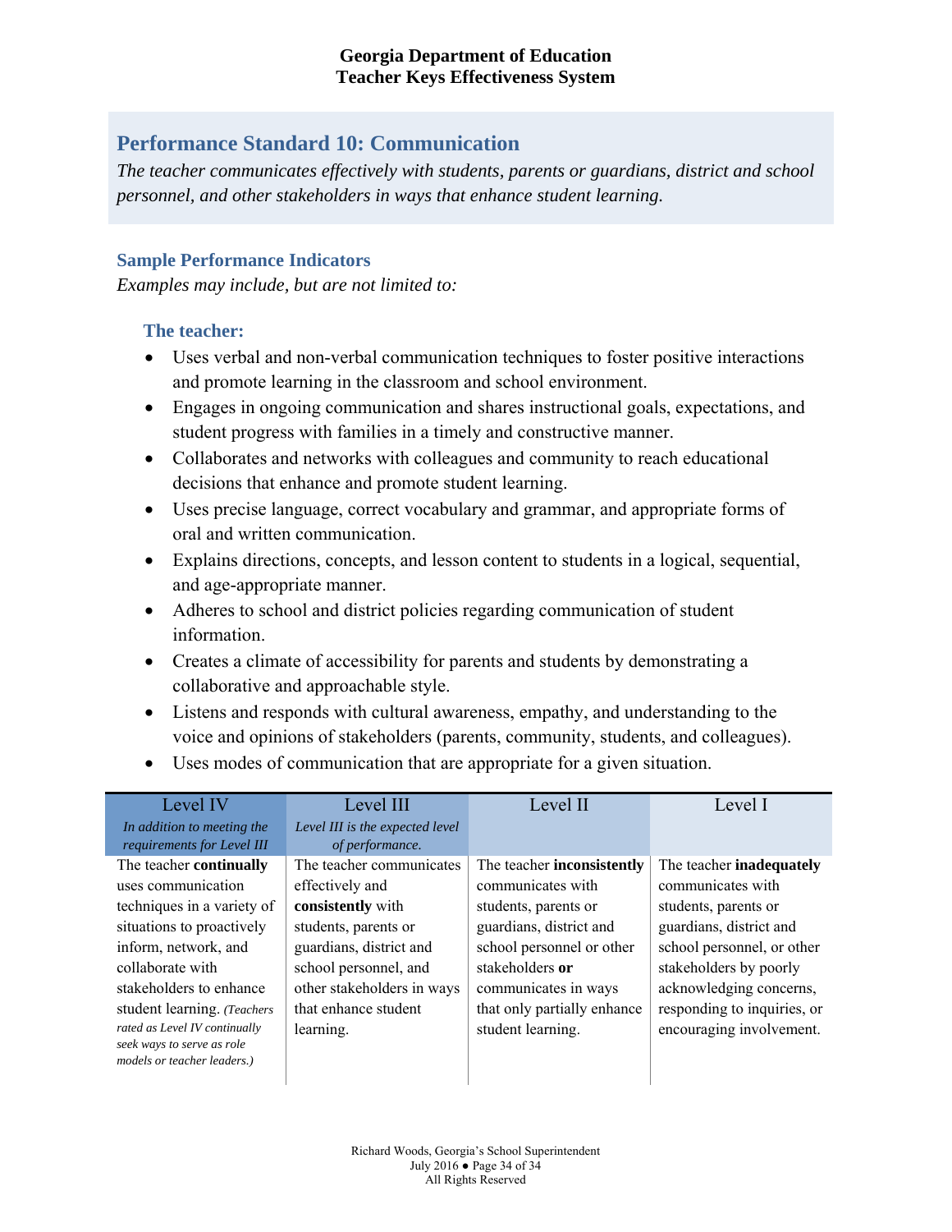## Performance Standard 10: Communication

*The teacher communicates effectively with students, parents or guardians, district and school personnel, and other stakeholders in ways that enhance student learning.*

### Sample Performance Indicators

*Examples may include, but are not limited to:*

#### The teacher:

- Uses verbal and non-verbal communication techniques to foster positive interactions and promote learning in the classroom and school environment.
- Engages in ongoing communication and shares instructional goals, expectations, and student progress with families in a timely and constructive manner.
- Collaborates and networks with colleagues and community to reach educational decisions that enhance and promote student learning.
- Uses precise language, correct vocabulary and grammar, and appropriate forms of oral and written communication.
- Explains directions, concepts, and lesson content to students in a logical, sequential, and age-appropriate manner.
- Adheres to school and district policies regarding communication of student information.
- Creates a climate of accessibility for parents and students by demonstrating a collaborative and approachable style.
- Listens and responds with cultural awareness, empathy, and understanding to the voice and opinions of stakeholders (parents, community, students, and colleagues).
- Uses modes of communication that are appropriate for a given situation.

| Level IV<br>*In addition to meeting the requirements for Level III* | Level III<br>*Level III is the expected level of performance.* | Level II | Level I |
|---|---|---|---|
| The teacher **continually** uses communication techniques in a variety of situations to proactively inform, network, and collaborate with stakeholders to enhance student learning. *(Teachers rated as Level IV continually seek ways to serve as role models or teacher leaders.)* | The teacher communicates effectively and **consistently** with students, parents or guardians, district and school personnel, and other stakeholders in ways that enhance student learning. | The teacher **inconsistently** communicates with students, parents or guardians, district and school personnel or other stakeholders **or** communicates in ways that only partially enhance student learning. | The teacher **inadequately** communicates with students, parents or guardians, district and school personnel, or other stakeholders by poorly acknowledging concerns, responding to inquiries, or encouraging involvement. |